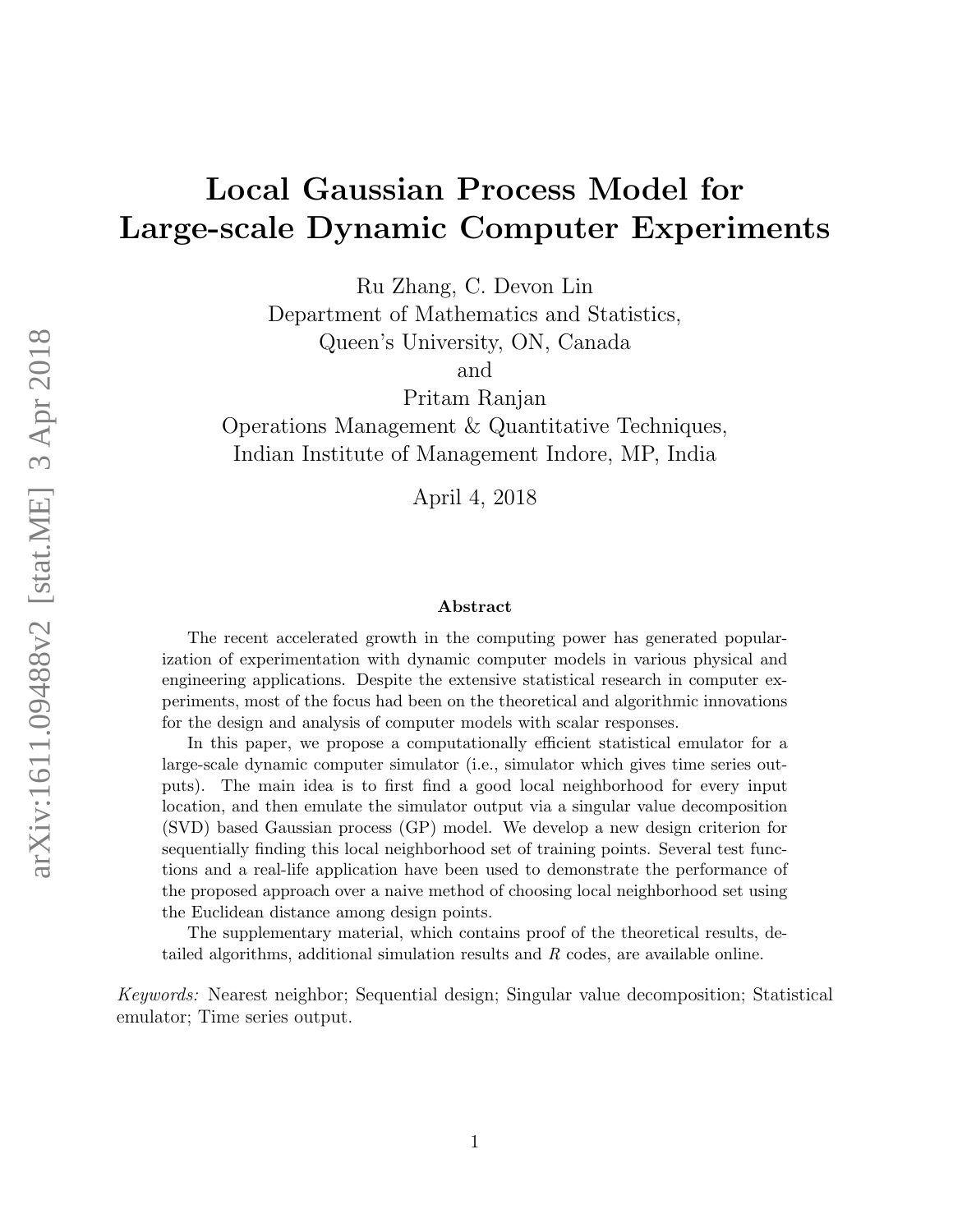# Local Gaussian Process Model for Large-scale Dynamic Computer Experiments

Ru Zhang, C. Devon Lin
Department of Mathematics and Statistics,
Queen's University, ON, Canada
and
Pritam Ranjan
Operations Management & Quantitative Techniques,
Indian Institute of Management Indore, MP, India

April 4, 2018

## Abstract

The recent accelerated growth in the computing power has generated popularization of experimentation with dynamic computer models in various physical and engineering applications. Despite the extensive statistical research in computer experiments, most of the focus had been on the theoretical and algorithmic innovations for the design and analysis of computer models with scalar responses.

In this paper, we propose a computationally efficient statistical emulator for a large-scale dynamic computer simulator (i.e., simulator which gives time series outputs). The main idea is to first find a good local neighborhood for every input location, and then emulate the simulator output via a singular value decomposition (SVD) based Gaussian process (GP) model. We develop a new design criterion for sequentially finding this local neighborhood set of training points. Several test functions and a real-life application have been used to demonstrate the performance of the proposed approach over a naive method of choosing local neighborhood set using the Euclidean distance among design points.

The supplementary material, which contains proof of the theoretical results, detailed algorithms, additional simulation results and *R* codes, are available online.

*Keywords:* Nearest neighbor; Sequential design; Singular value decomposition; Statistical emulator; Time series output.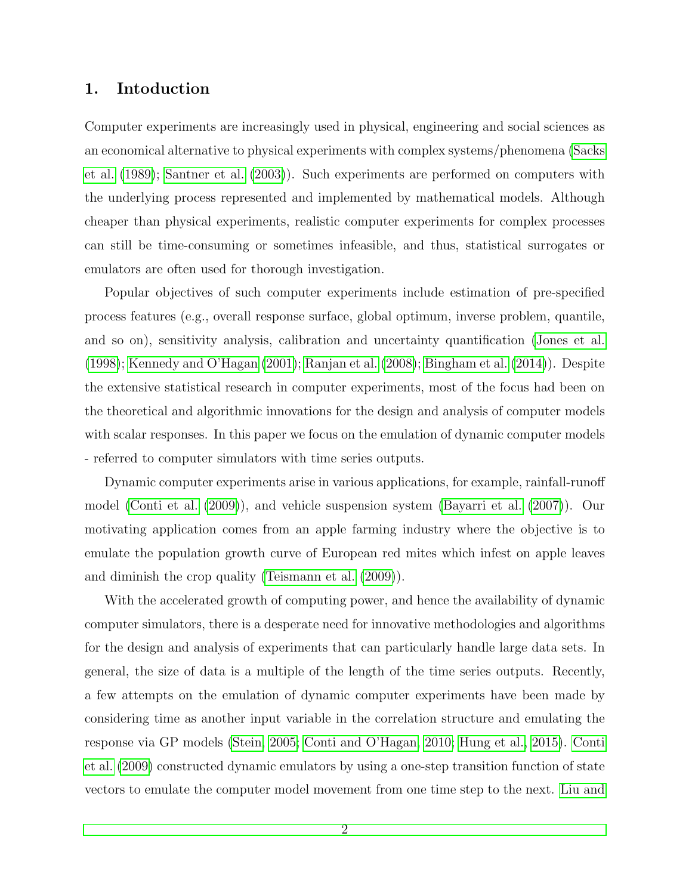## 1. Intoduction

Computer experiments are increasingly used in physical, engineering and social sciences as an economical alternative to physical experiments with complex systems/phenomena (Sacks et al. (1989); Santner et al. (2003)). Such experiments are performed on computers with the underlying process represented and implemented by mathematical models. Although cheaper than physical experiments, realistic computer experiments for complex processes can still be time-consuming or sometimes infeasible, and thus, statistical surrogates or emulators are often used for thorough investigation.

Popular objectives of such computer experiments include estimation of pre-specified process features (e.g., overall response surface, global optimum, inverse problem, quantile, and so on), sensitivity analysis, calibration and uncertainty quantification (Jones et al. (1998); Kennedy and O'Hagan (2001); Ranjan et al. (2008); Bingham et al. (2014)). Despite the extensive statistical research in computer experiments, most of the focus had been on the theoretical and algorithmic innovations for the design and analysis of computer models with scalar responses. In this paper we focus on the emulation of dynamic computer models - referred to computer simulators with time series outputs.

Dynamic computer experiments arise in various applications, for example, rainfall-runoff model (Conti et al. (2009)), and vehicle suspension system (Bayarri et al. (2007)). Our motivating application comes from an apple farming industry where the objective is to emulate the population growth curve of European red mites which infest on apple leaves and diminish the crop quality (Teismann et al. (2009)).

With the accelerated growth of computing power, and hence the availability of dynamic computer simulators, there is a desperate need for innovative methodologies and algorithms for the design and analysis of experiments that can particularly handle large data sets. In general, the size of data is a multiple of the length of the time series outputs. Recently, a few attempts on the emulation of dynamic computer experiments have been made by considering time as another input variable in the correlation structure and emulating the response via GP models (Stein, 2005; Conti and O'Hagan, 2010; Hung et al., 2015). Conti et al. (2009) constructed dynamic emulators by using a one-step transition function of state vectors to emulate the computer model movement from one time step to the next. Liu and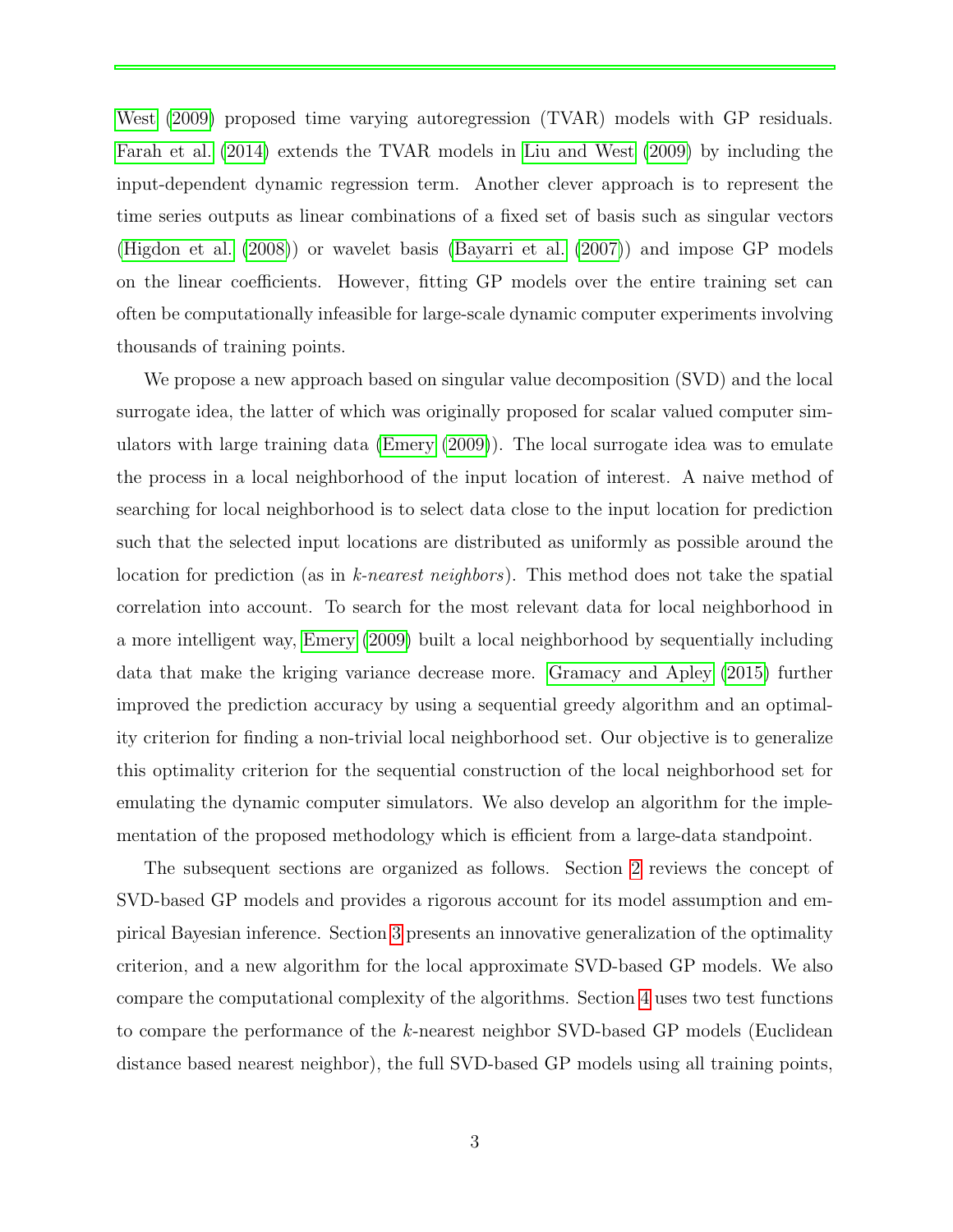West (2009) proposed time varying autoregression (TVAR) models with GP residuals. Farah et al. (2014) extends the TVAR models in Liu and West (2009) by including the input-dependent dynamic regression term. Another clever approach is to represent the time series outputs as linear combinations of a fixed set of basis such as singular vectors (Higdon et al. (2008)) or wavelet basis (Bayarri et al. (2007)) and impose GP models on the linear coefficients. However, fitting GP models over the entire training set can often be computationally infeasible for large-scale dynamic computer experiments involving thousands of training points.

We propose a new approach based on singular value decomposition (SVD) and the local surrogate idea, the latter of which was originally proposed for scalar valued computer simulators with large training data (Emery (2009)). The local surrogate idea was to emulate the process in a local neighborhood of the input location of interest. A naive method of searching for local neighborhood is to select data close to the input location for prediction such that the selected input locations are distributed as uniformly as possible around the location for prediction (as in *k-nearest neighbors*). This method does not take the spatial correlation into account. To search for the most relevant data for local neighborhood in a more intelligent way, Emery (2009) built a local neighborhood by sequentially including data that make the kriging variance decrease more. Gramacy and Apley (2015) further improved the prediction accuracy by using a sequential greedy algorithm and an optimality criterion for finding a non-trivial local neighborhood set. Our objective is to generalize this optimality criterion for the sequential construction of the local neighborhood set for emulating the dynamic computer simulators. We also develop an algorithm for the implementation of the proposed methodology which is efficient from a large-data standpoint.

The subsequent sections are organized as follows. Section 2 reviews the concept of SVD-based GP models and provides a rigorous account for its model assumption and empirical Bayesian inference. Section 3 presents an innovative generalization of the optimality criterion, and a new algorithm for the local approximate SVD-based GP models. We also compare the computational complexity of the algorithms. Section 4 uses two test functions to compare the performance of the $k$-nearest neighbor SVD-based GP models (Euclidean distance based nearest neighbor), the full SVD-based GP models using all training points,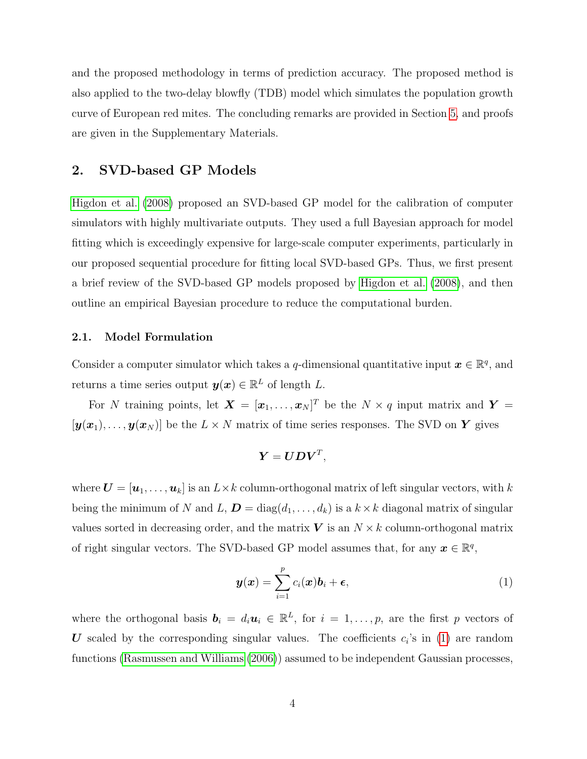and the proposed methodology in terms of prediction accuracy. The proposed method is also applied to the two-delay blowfly (TDB) model which simulates the population growth curve of European red mites. The concluding remarks are provided in Section 5, and proofs are given in the Supplementary Materials.

## 2. SVD-based GP Models

Higdon et al. (2008) proposed an SVD-based GP model for the calibration of computer simulators with highly multivariate outputs. They used a full Bayesian approach for model fitting which is exceedingly expensive for large-scale computer experiments, particularly in our proposed sequential procedure for fitting local SVD-based GPs. Thus, we first present a brief review of the SVD-based GP models proposed by Higdon et al. (2008), and then outline an empirical Bayesian procedure to reduce the computational burden.

### 2.1. Model Formulation

Consider a computer simulator which takes a $q$-dimensional quantitative input $\boldsymbol{x} \in \mathbb{R}^q$, and returns a time series output $\boldsymbol{y}(\boldsymbol{x}) \in \mathbb{R}^L$ of length $L$.

For $N$ training points, let $\boldsymbol{X} = [\boldsymbol{x}_1, \dots, \boldsymbol{x}_N]^T$ be the $N \times q$ input matrix and $\boldsymbol{Y} = [\boldsymbol{y}(\boldsymbol{x}_1), \dots, \boldsymbol{y}(\boldsymbol{x}_N)]$ be the $L \times N$ matrix of time series responses. The SVD on $\boldsymbol{Y}$ gives

$$\boldsymbol{Y} = \boldsymbol{U}\boldsymbol{D}\boldsymbol{V}^T,$$

where $\boldsymbol{U} = [\boldsymbol{u}_1, \dots, \boldsymbol{u}_k]$ is an $L \times k$ column-orthogonal matrix of left singular vectors, with $k$ being the minimum of $N$ and $L$, $\boldsymbol{D} = \text{diag}(d_1, \dots, d_k)$ is a $k \times k$ diagonal matrix of singular values sorted in decreasing order, and the matrix $\boldsymbol{V}$ is an $N \times k$ column-orthogonal matrix of right singular vectors. The SVD-based GP model assumes that, for any $\boldsymbol{x} \in \mathbb{R}^q$,

$$\boldsymbol{y}(\boldsymbol{x}) = \sum_{i=1}^{p} c_i(\boldsymbol{x})\boldsymbol{b}_i + \boldsymbol{\epsilon}, \tag{1}$$

where the orthogonal basis $\boldsymbol{b}_i = d_i\boldsymbol{u}_i \in \mathbb{R}^L$, for $i = 1, \dots, p$, are the first $p$ vectors of $\boldsymbol{U}$ scaled by the corresponding singular values. The coefficients $c_i$'s in (1) are random functions (Rasmussen and Williams (2006)) assumed to be independent Gaussian processes,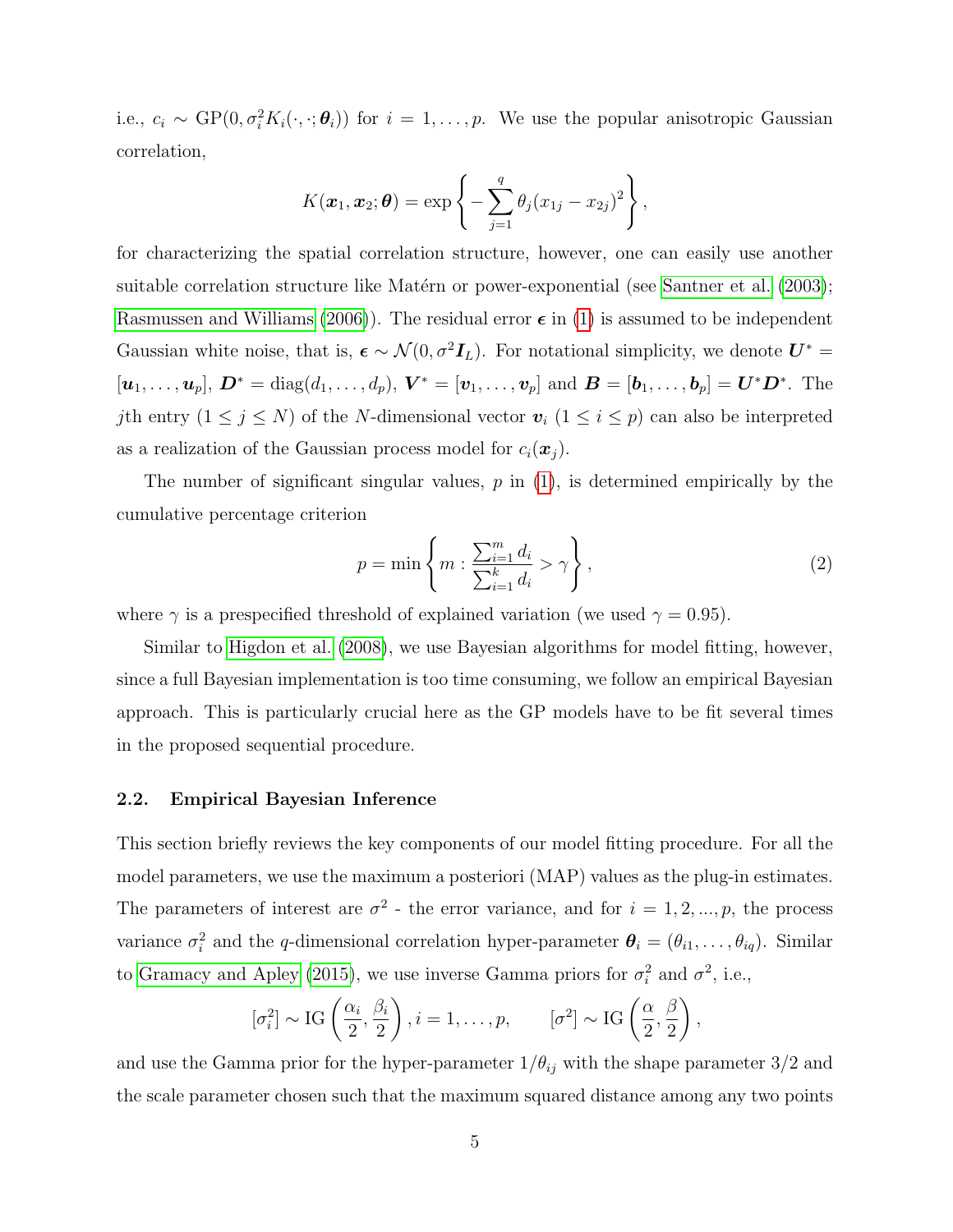i.e., $c_i \sim \text{GP}(0, \sigma_i^2 K_i(\cdot,\cdot;\boldsymbol{\theta}_i))$ for $i = 1, \ldots, p$. We use the popular anisotropic Gaussian correlation,

$$K(\boldsymbol{x}_1, \boldsymbol{x}_2; \boldsymbol{\theta}) = \exp\left\{-\sum_{j=1}^{q} \theta_j (x_{1j} - x_{2j})^2\right\},$$

for characterizing the spatial correlation structure, however, one can easily use another suitable correlation structure like Matérn or power-exponential (see Santner et al. (2003); Rasmussen and Williams (2006)). The residual error $\boldsymbol{\epsilon}$ in (1) is assumed to be independent Gaussian white noise, that is, $\boldsymbol{\epsilon} \sim \mathcal{N}(0, \sigma^2 \boldsymbol{I}_L)$. For notational simplicity, we denote $\boldsymbol{U}^* = [\boldsymbol{u}_1, \ldots, \boldsymbol{u}_p]$, $\boldsymbol{D}^* = \text{diag}(d_1, \ldots, d_p)$, $\boldsymbol{V}^* = [\boldsymbol{v}_1, \ldots, \boldsymbol{v}_p]$ and $\boldsymbol{B} = [\boldsymbol{b}_1, \ldots, \boldsymbol{b}_p] = \boldsymbol{U}^* \boldsymbol{D}^*$. The $j$th entry ($1 \leq j \leq N$) of the $N$-dimensional vector $\boldsymbol{v}_i$ ($1 \leq i \leq p$) can also be interpreted as a realization of the Gaussian process model for $c_i(\boldsymbol{x}_j)$.

The number of significant singular values, $p$ in (1), is determined empirically by the cumulative percentage criterion

$$p = \min\left\{m : \frac{\sum_{i=1}^{m} d_i}{\sum_{i=1}^{k} d_i} > \gamma\right\}, \tag{2}$$

where $\gamma$ is a prespecified threshold of explained variation (we used $\gamma = 0.95$).

Similar to Higdon et al. (2008), we use Bayesian algorithms for model fitting, however, since a full Bayesian implementation is too time consuming, we follow an empirical Bayesian approach. This is particularly crucial here as the GP models have to be fit several times in the proposed sequential procedure.

### 2.2. Empirical Bayesian Inference

This section briefly reviews the key components of our model fitting procedure. For all the model parameters, we use the maximum a posteriori (MAP) values as the plug-in estimates. The parameters of interest are $\sigma^2$ - the error variance, and for $i = 1, 2, ..., p$, the process variance $\sigma_i^2$ and the $q$-dimensional correlation hyper-parameter $\boldsymbol{\theta}_i = (\theta_{i1}, \ldots, \theta_{iq})$. Similar to Gramacy and Apley (2015), we use inverse Gamma priors for $\sigma_i^2$ and $\sigma^2$, i.e.,

$$[\sigma_i^2] \sim \text{IG}\left(\frac{\alpha_i}{2}, \frac{\beta_i}{2}\right), i = 1, \ldots, p, \qquad [\sigma^2] \sim \text{IG}\left(\frac{\alpha}{2}, \frac{\beta}{2}\right),$$

and use the Gamma prior for the hyper-parameter $1/\theta_{ij}$ with the shape parameter $3/2$ and the scale parameter chosen such that the maximum squared distance among any two points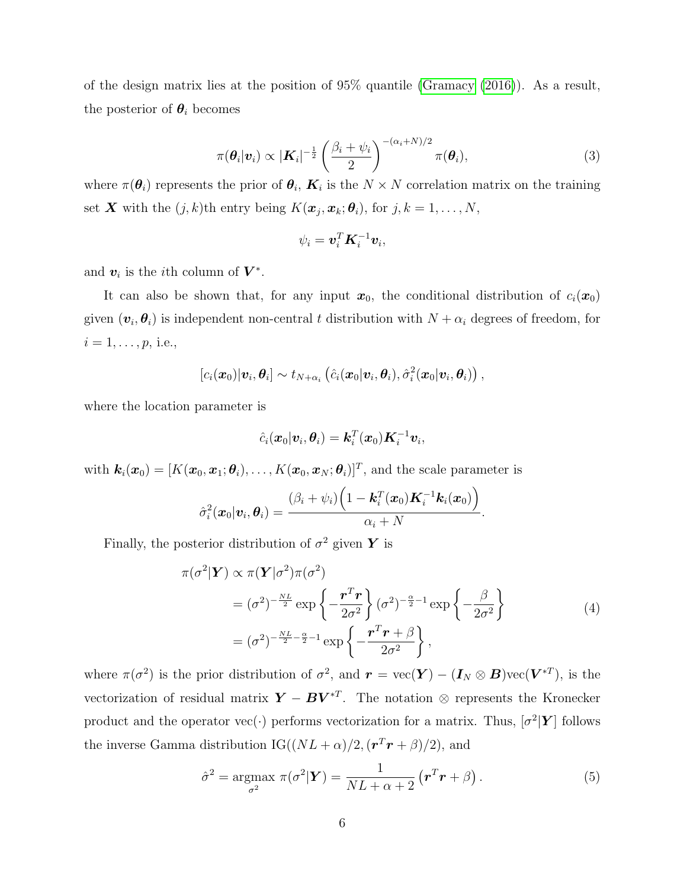of the design matrix lies at the position of 95% quantile (Gramacy (2016)). As a result, the posterior of $\boldsymbol{\theta}_i$ becomes

$$\pi(\boldsymbol{\theta}_i|\boldsymbol{v}_i) \propto |\boldsymbol{K}_i|^{-\frac{1}{2}} \left(\frac{\beta_i + \psi_i}{2}\right)^{-(\alpha_i+N)/2} \pi(\boldsymbol{\theta}_i), \tag{3}$$

where $\pi(\boldsymbol{\theta}_i)$ represents the prior of $\boldsymbol{\theta}_i$, $\boldsymbol{K}_i$ is the $N \times N$ correlation matrix on the training set $\boldsymbol{X}$ with the $(j,k)$th entry being $K(\boldsymbol{x}_j, \boldsymbol{x}_k; \boldsymbol{\theta}_i)$, for $j,k = 1,\ldots,N$,

$$\psi_i = \boldsymbol{v}_i^T \boldsymbol{K}_i^{-1} \boldsymbol{v}_i,$$

and $\boldsymbol{v}_i$ is the $i$th column of $\boldsymbol{V}^*$.

It can also be shown that, for any input $\boldsymbol{x}_0$, the conditional distribution of $c_i(\boldsymbol{x}_0)$ given $(\boldsymbol{v}_i, \boldsymbol{\theta}_i)$ is independent non-central $t$ distribution with $N + \alpha_i$ degrees of freedom, for $i = 1, \ldots, p$, i.e.,

$$[c_i(\boldsymbol{x}_0)|\boldsymbol{v}_i, \boldsymbol{\theta}_i] \sim t_{N+\alpha_i}\left(\hat{c}_i(\boldsymbol{x}_0|\boldsymbol{v}_i, \boldsymbol{\theta}_i), \hat{\sigma}_i^2(\boldsymbol{x}_0|\boldsymbol{v}_i, \boldsymbol{\theta}_i)\right),$$

where the location parameter is

$$\hat{c}_i(\boldsymbol{x}_0|\boldsymbol{v}_i, \boldsymbol{\theta}_i) = \boldsymbol{k}_i^T(\boldsymbol{x}_0) \boldsymbol{K}_i^{-1} \boldsymbol{v}_i,$$

with $\boldsymbol{k}_i(\boldsymbol{x}_0) = [K(\boldsymbol{x}_0, \boldsymbol{x}_1; \boldsymbol{\theta}_i), \ldots, K(\boldsymbol{x}_0, \boldsymbol{x}_N; \boldsymbol{\theta}_i)]^T$, and the scale parameter is

$$\hat{\sigma}_i^2(\boldsymbol{x}_0|\boldsymbol{v}_i, \boldsymbol{\theta}_i) = \frac{(\beta_i + \psi_i)\Big(1 - \boldsymbol{k}_i^T(\boldsymbol{x}_0)\boldsymbol{K}_i^{-1}\boldsymbol{k}_i(\boldsymbol{x}_0)\Big)}{\alpha_i + N}.$$

Finally, the posterior distribution of $\sigma^2$ given $\boldsymbol{Y}$ is

$$\begin{aligned}
\pi(\sigma^2|\boldsymbol{Y}) &\propto \pi(\boldsymbol{Y}|\sigma^2)\pi(\sigma^2) \\
&= (\sigma^2)^{-\frac{NL}{2}} \exp\left\{-\frac{\boldsymbol{r}^T\boldsymbol{r}}{2\sigma^2}\right\} (\sigma^2)^{-\frac{\alpha}{2}-1} \exp\left\{-\frac{\beta}{2\sigma^2}\right\} \\
&= (\sigma^2)^{-\frac{NL}{2}-\frac{\alpha}{2}-1} \exp\left\{-\frac{\boldsymbol{r}^T\boldsymbol{r} + \beta}{2\sigma^2}\right\},
\end{aligned} \tag{4}$$

where $\pi(\sigma^2)$ is the prior distribution of $\sigma^2$, and $\boldsymbol{r} = \text{vec}(\boldsymbol{Y}) - (\boldsymbol{I}_N \otimes \boldsymbol{B})\text{vec}(\boldsymbol{V}^{*T})$, is the vectorization of residual matrix $\boldsymbol{Y} - \boldsymbol{B}\boldsymbol{V}^{*T}$. The notation $\otimes$ represents the Kronecker product and the operator $\text{vec}(\cdot)$ performs vectorization for a matrix. Thus, $[\sigma^2|\boldsymbol{Y}]$ follows the inverse Gamma distribution $\text{IG}((NL+\alpha)/2, (\boldsymbol{r}^T\boldsymbol{r}+\beta)/2)$, and

$$\hat{\sigma}^2 = \underset{\sigma^2}{\text{argmax}}\ \pi(\sigma^2|\boldsymbol{Y}) = \frac{1}{NL+\alpha+2}\left(\boldsymbol{r}^T\boldsymbol{r}+\beta\right). \tag{5}$$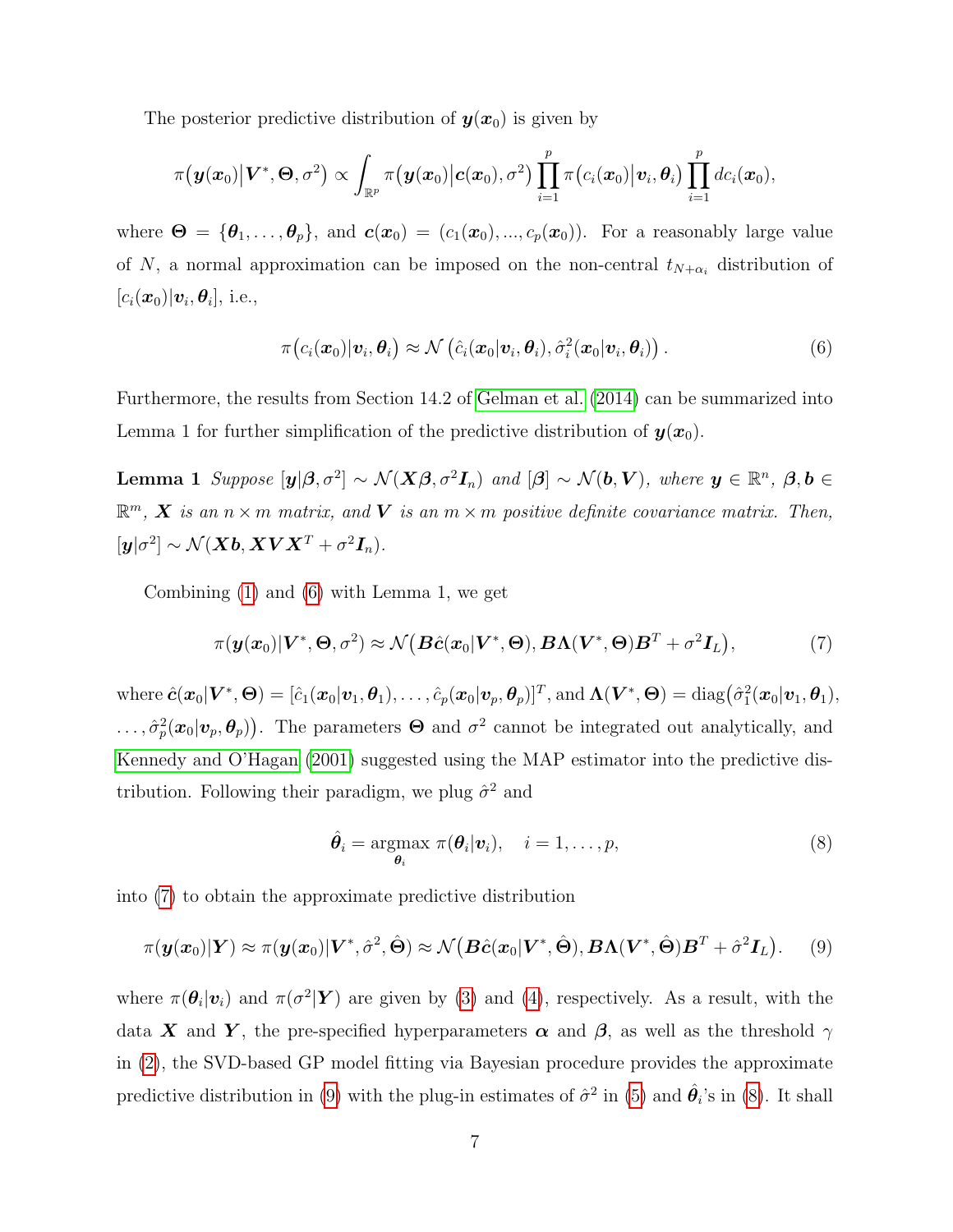The posterior predictive distribution of $\boldsymbol{y}(\boldsymbol{x}_0)$ is given by

$$\pi\big(\boldsymbol{y}(\boldsymbol{x}_0)\big|\boldsymbol{V}^*, \boldsymbol{\Theta}, \sigma^2\big) \propto \int_{\mathbb{R}^p} \pi\big(\boldsymbol{y}(\boldsymbol{x}_0)\big|\boldsymbol{c}(\boldsymbol{x}_0), \sigma^2\big) \prod_{i=1}^{p} \pi\big(c_i(\boldsymbol{x}_0)\big|\boldsymbol{v}_i, \boldsymbol{\theta}_i\big) \prod_{i=1}^{p} dc_i(\boldsymbol{x}_0),$$

where $\boldsymbol{\Theta} = \{\boldsymbol{\theta}_1, \ldots, \boldsymbol{\theta}_p\}$, and $\boldsymbol{c}(\boldsymbol{x}_0) = (c_1(\boldsymbol{x}_0), ..., c_p(\boldsymbol{x}_0))$. For a reasonably large value of $N$, a normal approximation can be imposed on the non-central $t_{N+\alpha_i}$ distribution of $[c_i(\boldsymbol{x}_0)|\boldsymbol{v}_i, \boldsymbol{\theta}_i]$, i.e.,

$$\pi\big(c_i(\boldsymbol{x}_0)|\boldsymbol{v}_i, \boldsymbol{\theta}_i\big) \approx \mathcal{N}\left(\hat{c}_i(\boldsymbol{x}_0|\boldsymbol{v}_i, \boldsymbol{\theta}_i), \hat{\sigma}_i^2(\boldsymbol{x}_0|\boldsymbol{v}_i, \boldsymbol{\theta}_i)\right). \tag{6}$$

Furthermore, the results from Section 14.2 of Gelman et al. (2014) can be summarized into Lemma 1 for further simplification of the predictive distribution of $\boldsymbol{y}(\boldsymbol{x}_0)$.

**Lemma 1** *Suppose $[\boldsymbol{y}|\boldsymbol{\beta}, \sigma^2] \sim \mathcal{N}(\boldsymbol{X}\boldsymbol{\beta}, \sigma^2\boldsymbol{I}_n)$ and $[\boldsymbol{\beta}] \sim \mathcal{N}(\boldsymbol{b}, \boldsymbol{V})$, where $\boldsymbol{y} \in \mathbb{R}^n$, $\boldsymbol{\beta}, \boldsymbol{b} \in \mathbb{R}^m$, $\boldsymbol{X}$ is an $n \times m$ matrix, and $\boldsymbol{V}$ is an $m \times m$ positive definite covariance matrix. Then, $[\boldsymbol{y}|\sigma^2] \sim \mathcal{N}(\boldsymbol{X}\boldsymbol{b}, \boldsymbol{X}\boldsymbol{V}\boldsymbol{X}^T + \sigma^2\boldsymbol{I}_n)$.*

Combining (1) and (6) with Lemma 1, we get

$$\pi(\boldsymbol{y}(\boldsymbol{x}_0)|\boldsymbol{V}^*, \boldsymbol{\Theta}, \sigma^2) \approx \mathcal{N}\big(\boldsymbol{B}\hat{\boldsymbol{c}}(\boldsymbol{x}_0|\boldsymbol{V}^*, \boldsymbol{\Theta}), \boldsymbol{B}\boldsymbol{\Lambda}(\boldsymbol{V}^*, \boldsymbol{\Theta})\boldsymbol{B}^T + \sigma^2\boldsymbol{I}_L\big), \tag{7}$$

where $\hat{\boldsymbol{c}}(\boldsymbol{x}_0|\boldsymbol{V}^*, \boldsymbol{\Theta}) = [\hat{c}_1(\boldsymbol{x}_0|\boldsymbol{v}_1, \boldsymbol{\theta}_1), \ldots, \hat{c}_p(\boldsymbol{x}_0|\boldsymbol{v}_p, \boldsymbol{\theta}_p)]^T$, and $\boldsymbol{\Lambda}(\boldsymbol{V}^*, \boldsymbol{\Theta}) = \mathrm{diag}\big(\hat{\sigma}_1^2(\boldsymbol{x}_0|\boldsymbol{v}_1, \boldsymbol{\theta}_1), \ldots, \hat{\sigma}_p^2(\boldsymbol{x}_0|\boldsymbol{v}_p, \boldsymbol{\theta}_p)\big)$. The parameters $\boldsymbol{\Theta}$ and $\sigma^2$ cannot be integrated out analytically, and Kennedy and O'Hagan (2001) suggested using the MAP estimator into the predictive distribution. Following their paradigm, we plug $\hat{\sigma}^2$ and

$$\hat{\boldsymbol{\theta}}_i = \underset{\boldsymbol{\theta}_i}{\mathrm{argmax}}\ \pi(\boldsymbol{\theta}_i|\boldsymbol{v}_i), \quad i = 1, \ldots, p, \tag{8}$$

into (7) to obtain the approximate predictive distribution

$$\pi(\boldsymbol{y}(\boldsymbol{x}_0)|\boldsymbol{Y}) \approx \pi(\boldsymbol{y}(\boldsymbol{x}_0)|\boldsymbol{V}^*, \hat{\sigma}^2, \hat{\boldsymbol{\Theta}}) \approx \mathcal{N}\big(\boldsymbol{B}\hat{\boldsymbol{c}}(\boldsymbol{x}_0|\boldsymbol{V}^*, \hat{\boldsymbol{\Theta}}), \boldsymbol{B}\boldsymbol{\Lambda}(\boldsymbol{V}^*, \hat{\boldsymbol{\Theta}})\boldsymbol{B}^T + \hat{\sigma}^2\boldsymbol{I}_L\big). \tag{9}$$

where $\pi(\boldsymbol{\theta}_i|\boldsymbol{v}_i)$ and $\pi(\sigma^2|\boldsymbol{Y})$ are given by (3) and (4), respectively. As a result, with the data $\boldsymbol{X}$ and $\boldsymbol{Y}$, the pre-specified hyperparameters $\boldsymbol{\alpha}$ and $\boldsymbol{\beta}$, as well as the threshold $\gamma$ in (2), the SVD-based GP model fitting via Bayesian procedure provides the approximate predictive distribution in (9) with the plug-in estimates of $\hat{\sigma}^2$ in (5) and $\hat{\boldsymbol{\theta}}_i$'s in (8). It shall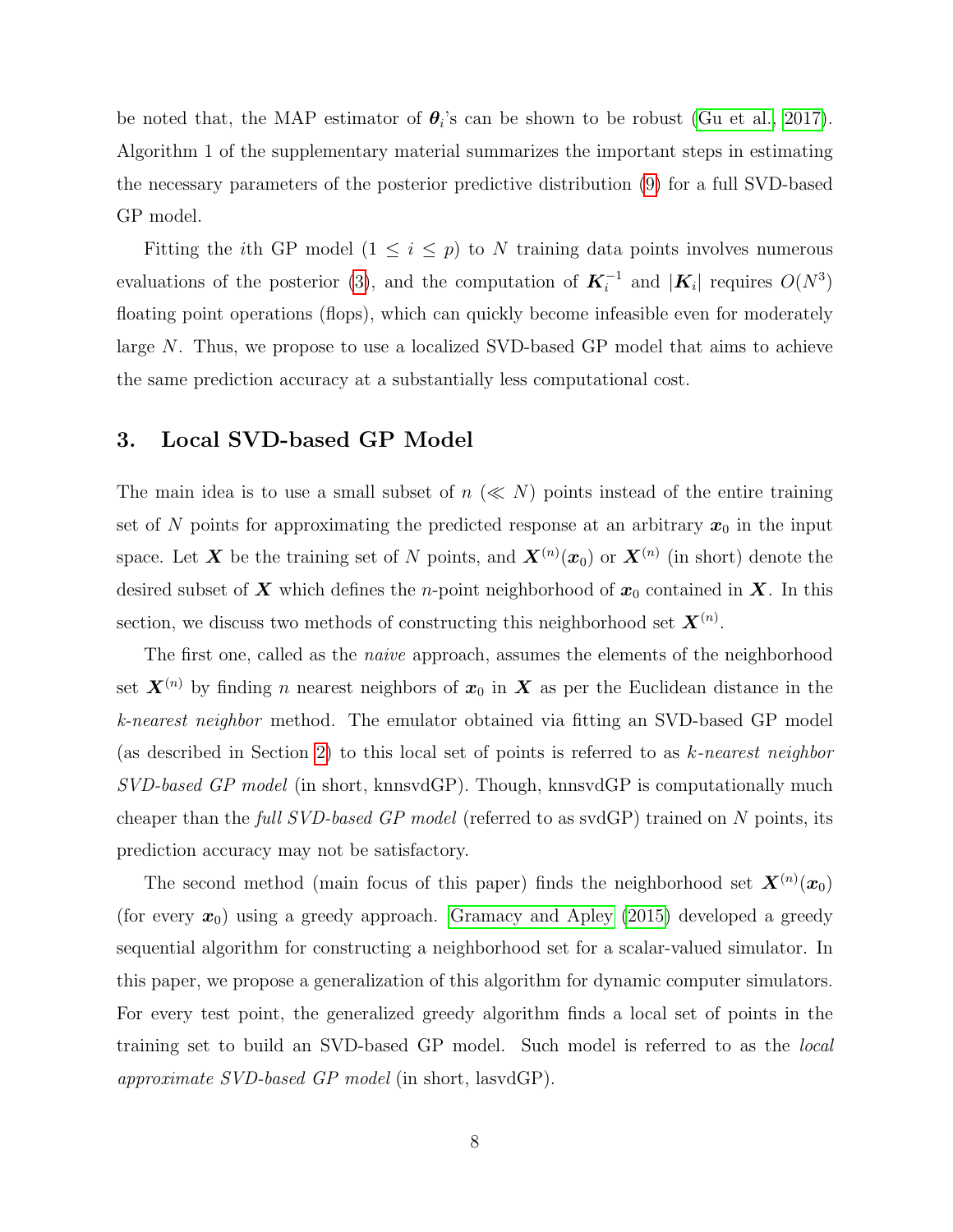be noted that, the MAP estimator of $\boldsymbol{\theta}_i$'s can be shown to be robust (Gu et al., 2017). Algorithm 1 of the supplementary material summarizes the important steps in estimating the necessary parameters of the posterior predictive distribution (9) for a full SVD-based GP model.

Fitting the $i$th GP model ($1 \leq i \leq p$) to $N$ training data points involves numerous evaluations of the posterior (3), and the computation of $\boldsymbol{K}_i^{-1}$ and $|\boldsymbol{K}_i|$ requires $O(N^3)$ floating point operations (flops), which can quickly become infeasible even for moderately large $N$. Thus, we propose to use a localized SVD-based GP model that aims to achieve the same prediction accuracy at a substantially less computational cost.

## 3. Local SVD-based GP Model

The main idea is to use a small subset of $n$ ($\ll N$) points instead of the entire training set of $N$ points for approximating the predicted response at an arbitrary $\boldsymbol{x}_0$ in the input space. Let $\boldsymbol{X}$ be the training set of $N$ points, and $\boldsymbol{X}^{(n)}(\boldsymbol{x}_0)$ or $\boldsymbol{X}^{(n)}$ (in short) denote the desired subset of $\boldsymbol{X}$ which defines the $n$-point neighborhood of $\boldsymbol{x}_0$ contained in $\boldsymbol{X}$. In this section, we discuss two methods of constructing this neighborhood set $\boldsymbol{X}^{(n)}$.

The first one, called as the *naive* approach, assumes the elements of the neighborhood set $\boldsymbol{X}^{(n)}$ by finding $n$ nearest neighbors of $\boldsymbol{x}_0$ in $\boldsymbol{X}$ as per the Euclidean distance in the *k-nearest neighbor* method. The emulator obtained via fitting an SVD-based GP model (as described in Section 2) to this local set of points is referred to as *k-nearest neighbor SVD-based GP model* (in short, knnsvdGP). Though, knnsvdGP is computationally much cheaper than the *full SVD-based GP model* (referred to as svdGP) trained on $N$ points, its prediction accuracy may not be satisfactory.

The second method (main focus of this paper) finds the neighborhood set $\boldsymbol{X}^{(n)}(\boldsymbol{x}_0)$ (for every $\boldsymbol{x}_0$) using a greedy approach. Gramacy and Apley (2015) developed a greedy sequential algorithm for constructing a neighborhood set for a scalar-valued simulator. In this paper, we propose a generalization of this algorithm for dynamic computer simulators. For every test point, the generalized greedy algorithm finds a local set of points in the training set to build an SVD-based GP model. Such model is referred to as the *local approximate SVD-based GP model* (in short, lasvdGP).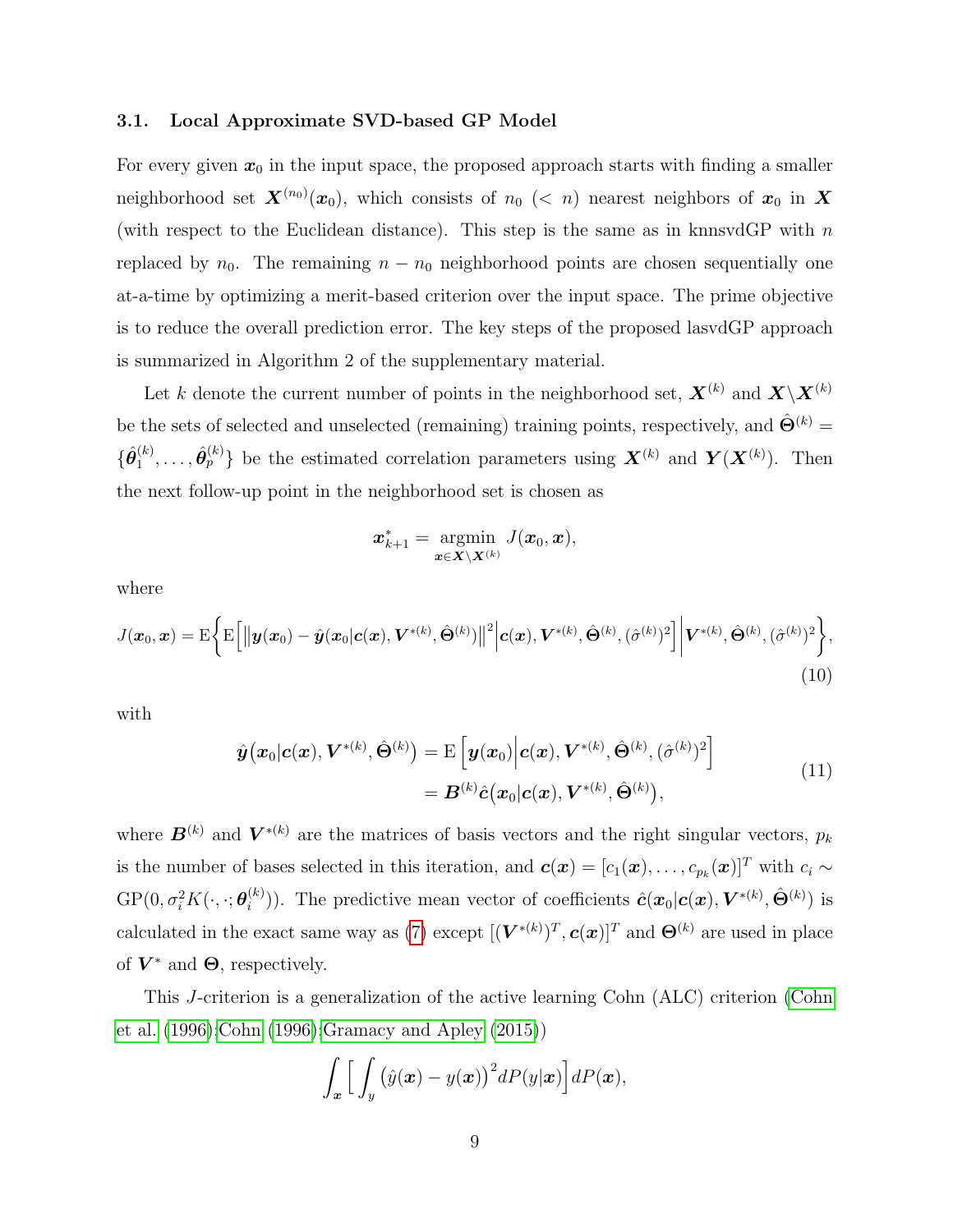### 3.1. Local Approximate SVD-based GP Model

For every given $\boldsymbol{x}_0$ in the input space, the proposed approach starts with finding a smaller neighborhood set $\boldsymbol{X}^{(n_0)}(\boldsymbol{x}_0)$, which consists of $n_0$ ($< n$) nearest neighbors of $\boldsymbol{x}_0$ in $\boldsymbol{X}$ (with respect to the Euclidean distance). This step is the same as in knnsvdGP with $n$ replaced by $n_0$. The remaining $n - n_0$ neighborhood points are chosen sequentially one at-a-time by optimizing a merit-based criterion over the input space. The prime objective is to reduce the overall prediction error. The key steps of the proposed lasvdGP approach is summarized in Algorithm 2 of the supplementary material.

Let $k$ denote the current number of points in the neighborhood set, $\boldsymbol{X}^{(k)}$ and $\boldsymbol{X}\backslash\boldsymbol{X}^{(k)}$ be the sets of selected and unselected (remaining) training points, respectively, and $\hat{\boldsymbol{\Theta}}^{(k)} = \{\hat{\boldsymbol{\theta}}_1^{(k)}, \ldots, \hat{\boldsymbol{\theta}}_p^{(k)}\}$ be the estimated correlation parameters using $\boldsymbol{X}^{(k)}$ and $\boldsymbol{Y}(\boldsymbol{X}^{(k)})$. Then the next follow-up point in the neighborhood set is chosen as

$$\boldsymbol{x}_{k+1}^* = \underset{\boldsymbol{x}\in\boldsymbol{X}\backslash\boldsymbol{X}^{(k)}}{\operatorname{argmin}}\ J(\boldsymbol{x}_0, \boldsymbol{x}),$$

where

$$J(\boldsymbol{x}_0,\boldsymbol{x}) = \mathrm{E}\bigg\{\mathrm{E}\Big[\big\|\boldsymbol{y}(\boldsymbol{x}_0) - \hat{\boldsymbol{y}}(\boldsymbol{x}_0|\boldsymbol{c}(\boldsymbol{x}),\boldsymbol{V}^{*(k)},\hat{\boldsymbol{\Theta}}^{(k)})\big\|^2\Big|\boldsymbol{c}(\boldsymbol{x}),\boldsymbol{V}^{*(k)},\hat{\boldsymbol{\Theta}}^{(k)},(\hat{\sigma}^{(k)})^2\Big]\bigg|\boldsymbol{V}^{*(k)},\hat{\boldsymbol{\Theta}}^{(k)},(\hat{\sigma}^{(k)})^2\bigg\}, \tag{10}$$

with

$$\begin{aligned}\hat{\boldsymbol{y}}\big(\boldsymbol{x}_0|\boldsymbol{c}(\boldsymbol{x}),\boldsymbol{V}^{*(k)},\hat{\boldsymbol{\Theta}}^{(k)}\big) &= \mathrm{E}\Big[\boldsymbol{y}(\boldsymbol{x}_0)\Big|\boldsymbol{c}(\boldsymbol{x}),\boldsymbol{V}^{*(k)},\hat{\boldsymbol{\Theta}}^{(k)},(\hat{\sigma}^{(k)})^2\Big] \\ &= \boldsymbol{B}^{(k)}\hat{\boldsymbol{c}}\big(\boldsymbol{x}_0|\boldsymbol{c}(\boldsymbol{x}),\boldsymbol{V}^{*(k)},\hat{\boldsymbol{\Theta}}^{(k)}\big),\end{aligned} \tag{11}$$

where $\boldsymbol{B}^{(k)}$ and $\boldsymbol{V}^{*(k)}$ are the matrices of basis vectors and the right singular vectors, $p_k$ is the number of bases selected in this iteration, and $\boldsymbol{c}(\boldsymbol{x}) = [c_1(\boldsymbol{x}), \ldots, c_{p_k}(\boldsymbol{x})]^T$ with $c_i \sim \mathrm{GP}(0, \sigma_i^2 K(\cdot,\cdot;\boldsymbol{\theta}_i^{(k)}))$. The predictive mean vector of coefficients $\hat{\boldsymbol{c}}(\boldsymbol{x}_0|\boldsymbol{c}(\boldsymbol{x}),\boldsymbol{V}^{*(k)},\hat{\boldsymbol{\Theta}}^{(k)})$ is calculated in the exact same way as (7) except $[(\boldsymbol{V}^{*(k)})^T, \boldsymbol{c}(\boldsymbol{x})]^T$ and $\boldsymbol{\Theta}^{(k)}$ are used in place of $\boldsymbol{V}^*$ and $\boldsymbol{\Theta}$, respectively.

This $J$-criterion is a generalization of the active learning Cohn (ALC) criterion (Cohn et al. (1996); Cohn (1996); Gramacy and Apley (2015))

$$\int_{\boldsymbol{x}}\Big[\int_y \big(\hat{y}(\boldsymbol{x}) - y(\boldsymbol{x})\big)^2 dP(y|\boldsymbol{x})\Big]dP(\boldsymbol{x}),$$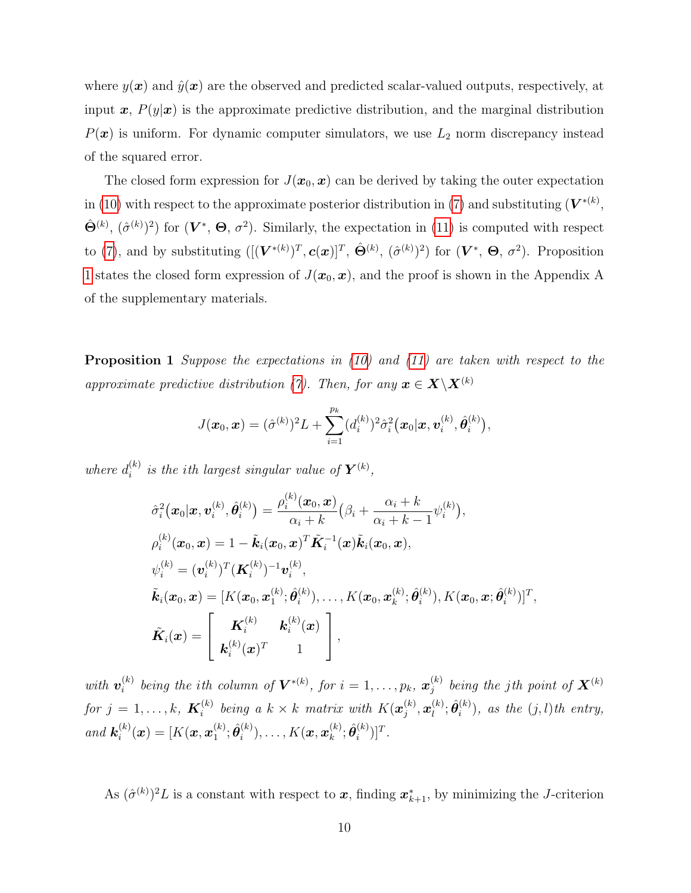where $y(\boldsymbol{x})$ and $\hat{y}(\boldsymbol{x})$ are the observed and predicted scalar-valued outputs, respectively, at input $\boldsymbol{x}$, $P(y|\boldsymbol{x})$ is the approximate predictive distribution, and the marginal distribution $P(\boldsymbol{x})$ is uniform. For dynamic computer simulators, we use $L_2$ norm discrepancy instead of the squared error.

The closed form expression for $J(\boldsymbol{x}_0, \boldsymbol{x})$ can be derived by taking the outer expectation in (10) with respect to the approximate posterior distribution in (7) and substituting ($\boldsymbol{V}^{*(k)}$, $\hat{\boldsymbol{\Theta}}^{(k)}$, $(\hat{\sigma}^{(k)})^2$) for ($\boldsymbol{V}^*$, $\boldsymbol{\Theta}$, $\sigma^2$). Similarly, the expectation in (11) is computed with respect to (7), and by substituting ($[(\boldsymbol{V}^{*(k)})^T, \boldsymbol{c}(\boldsymbol{x})]^T$, $\hat{\boldsymbol{\Theta}}^{(k)}$, $(\hat{\sigma}^{(k)})^2$) for ($\boldsymbol{V}^*$, $\boldsymbol{\Theta}$, $\sigma^2$). Proposition 1 states the closed form expression of $J(\boldsymbol{x}_0, \boldsymbol{x})$, and the proof is shown in the Appendix A of the supplementary materials.

**Proposition 1** *Suppose the expectations in (10) and (11) are taken with respect to the approximate predictive distribution (7). Then, for any* $\boldsymbol{x} \in \boldsymbol{X} \backslash \boldsymbol{X}^{(k)}$

$$J(\boldsymbol{x}_0, \boldsymbol{x}) = (\hat{\sigma}^{(k)})^2 L + \sum_{i=1}^{p_k} (d_i^{(k)})^2 \hat{\sigma}_i^2\big(\boldsymbol{x}_0 | \boldsymbol{x}, \boldsymbol{v}_i^{(k)}, \hat{\boldsymbol{\theta}}_i^{(k)}\big),$$

*where* $d_i^{(k)}$ *is the ith largest singular value of* $\boldsymbol{Y}^{(k)}$,

$$\begin{aligned}
\hat{\sigma}_i^2\big(\boldsymbol{x}_0 | \boldsymbol{x}, \boldsymbol{v}_i^{(k)}, \hat{\boldsymbol{\theta}}_i^{(k)}\big) &= \frac{\rho_i^{(k)}(\boldsymbol{x}_0, \boldsymbol{x})}{\alpha_i + k}\Big(\beta_i + \frac{\alpha_i + k}{\alpha_i + k - 1}\psi_i^{(k)}\Big), \\
\rho_i^{(k)}(\boldsymbol{x}_0, \boldsymbol{x}) &= 1 - \tilde{\boldsymbol{k}}_i(\boldsymbol{x}_0, \boldsymbol{x})^T \tilde{\boldsymbol{K}}_i^{-1}(\boldsymbol{x}) \tilde{\boldsymbol{k}}_i(\boldsymbol{x}_0, \boldsymbol{x}), \\
\psi_i^{(k)} &= (\boldsymbol{v}_i^{(k)})^T (\boldsymbol{K}_i^{(k)})^{-1} \boldsymbol{v}_i^{(k)}, \\
\tilde{\boldsymbol{k}}_i(\boldsymbol{x}_0, \boldsymbol{x}) &= [K(\boldsymbol{x}_0, \boldsymbol{x}_1^{(k)}; \hat{\boldsymbol{\theta}}_i^{(k)}), \ldots, K(\boldsymbol{x}_0, \boldsymbol{x}_k^{(k)}; \hat{\boldsymbol{\theta}}_i^{(k)}), K(\boldsymbol{x}_0, \boldsymbol{x}; \hat{\boldsymbol{\theta}}_i^{(k)})]^T, \\
\tilde{\boldsymbol{K}}_i(\boldsymbol{x}) &= \begin{bmatrix} \boldsymbol{K}_i^{(k)} & \boldsymbol{k}_i^{(k)}(\boldsymbol{x}) \\ \boldsymbol{k}_i^{(k)}(\boldsymbol{x})^T & 1 \end{bmatrix},
\end{aligned}$$

*with* $\boldsymbol{v}_i^{(k)}$ *being the ith column of* $\boldsymbol{V}^{*(k)}$, *for* $i = 1, \ldots, p_k$, $\boldsymbol{x}_j^{(k)}$ *being the jth point of* $\boldsymbol{X}^{(k)}$ *for* $j = 1, \ldots, k$, $\boldsymbol{K}_i^{(k)}$ *being a* $k \times k$ *matrix with* $K(\boldsymbol{x}_j^{(k)}, \boldsymbol{x}_l^{(k)}; \hat{\boldsymbol{\theta}}_i^{(k)})$, *as the (j, l)th entry, and* $\boldsymbol{k}_i^{(k)}(\boldsymbol{x}) = [K(\boldsymbol{x}, \boldsymbol{x}_1^{(k)}; \hat{\boldsymbol{\theta}}_i^{(k)}), \ldots, K(\boldsymbol{x}, \boldsymbol{x}_k^{(k)}; \hat{\boldsymbol{\theta}}_i^{(k)})]^T$.

As $(\hat{\sigma}^{(k)})^2 L$ is a constant with respect to $\boldsymbol{x}$, finding $\boldsymbol{x}_{k+1}^*$, by minimizing the $J$-criterion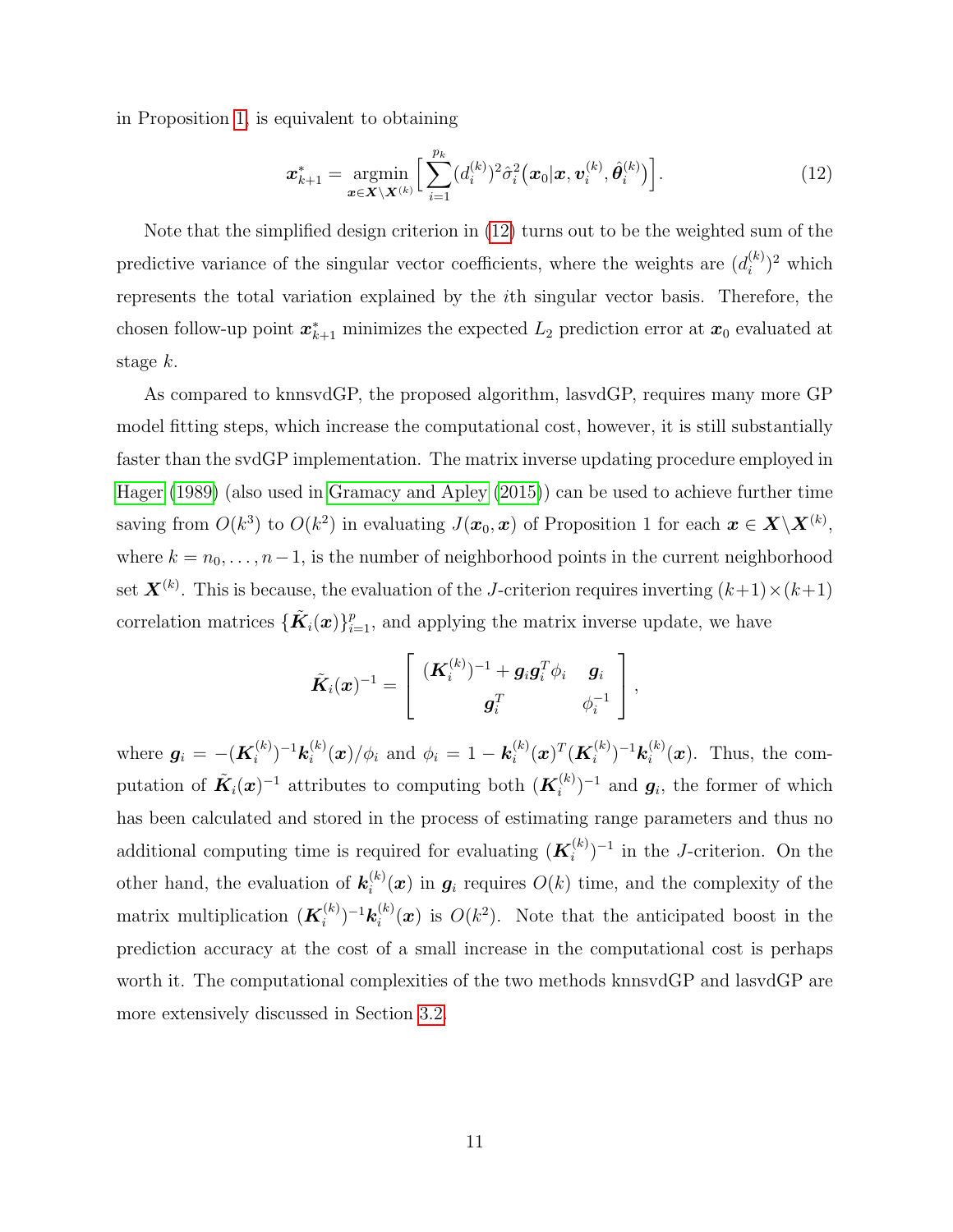in Proposition 1, is equivalent to obtaining

$$\boldsymbol{x}_{k+1}^* = \underset{\boldsymbol{x} \in \boldsymbol{X} \setminus \boldsymbol{X}^{(k)}}{\operatorname{argmin}} \Big[ \sum_{i=1}^{p_k} (d_i^{(k)})^2 \hat{\sigma}_i^2 \big( \boldsymbol{x}_0 | \boldsymbol{x}, \boldsymbol{v}_i^{(k)}, \hat{\boldsymbol{\theta}}_i^{(k)} \big) \Big]. \tag{12}$$

Note that the simplified design criterion in (12) turns out to be the weighted sum of the predictive variance of the singular vector coefficients, where the weights are $(d_i^{(k)})^2$ which represents the total variation explained by the $i$th singular vector basis. Therefore, the chosen follow-up point $\boldsymbol{x}_{k+1}^*$ minimizes the expected $L_2$ prediction error at $\boldsymbol{x}_0$ evaluated at stage $k$.

As compared to knnsvdGP, the proposed algorithm, lasvdGP, requires many more GP model fitting steps, which increase the computational cost, however, it is still substantially faster than the svdGP implementation. The matrix inverse updating procedure employed in Hager (1989) (also used in Gramacy and Apley (2015)) can be used to achieve further time saving from $O(k^3)$ to $O(k^2)$ in evaluating $J(\boldsymbol{x}_0, \boldsymbol{x})$ of Proposition 1 for each $\boldsymbol{x} \in \boldsymbol{X} \setminus \boldsymbol{X}^{(k)}$, where $k = n_0, \ldots, n-1$, is the number of neighborhood points in the current neighborhood set $\boldsymbol{X}^{(k)}$. This is because, the evaluation of the $J$-criterion requires inverting $(k+1) \times (k+1)$ correlation matrices $\{\tilde{\boldsymbol{K}}_i(\boldsymbol{x})\}_{i=1}^p$, and applying the matrix inverse update, we have

$$\tilde{\boldsymbol{K}}_i(\boldsymbol{x})^{-1} = \left[ \begin{array}{cc} (\boldsymbol{K}_i^{(k)})^{-1} + \boldsymbol{g}_i \boldsymbol{g}_i^T \phi_i & \boldsymbol{g}_i \\ \boldsymbol{g}_i^T & \phi_i^{-1} \end{array} \right],$$

where $\boldsymbol{g}_i = -(\boldsymbol{K}_i^{(k)})^{-1} \boldsymbol{k}_i^{(k)}(\boldsymbol{x}) / \phi_i$ and $\phi_i = 1 - \boldsymbol{k}_i^{(k)}(\boldsymbol{x})^T (\boldsymbol{K}_i^{(k)})^{-1} \boldsymbol{k}_i^{(k)}(\boldsymbol{x})$. Thus, the computation of $\tilde{\boldsymbol{K}}_i(\boldsymbol{x})^{-1}$ attributes to computing both $(\boldsymbol{K}_i^{(k)})^{-1}$ and $\boldsymbol{g}_i$, the former of which has been calculated and stored in the process of estimating range parameters and thus no additional computing time is required for evaluating $(\boldsymbol{K}_i^{(k)})^{-1}$ in the $J$-criterion. On the other hand, the evaluation of $\boldsymbol{k}_i^{(k)}(\boldsymbol{x})$ in $\boldsymbol{g}_i$ requires $O(k)$ time, and the complexity of the matrix multiplication $(\boldsymbol{K}_i^{(k)})^{-1} \boldsymbol{k}_i^{(k)}(\boldsymbol{x})$ is $O(k^2)$. Note that the anticipated boost in the prediction accuracy at the cost of a small increase in the computational cost is perhaps worth it. The computational complexities of the two methods knnsvdGP and lasvdGP are more extensively discussed in Section 3.2.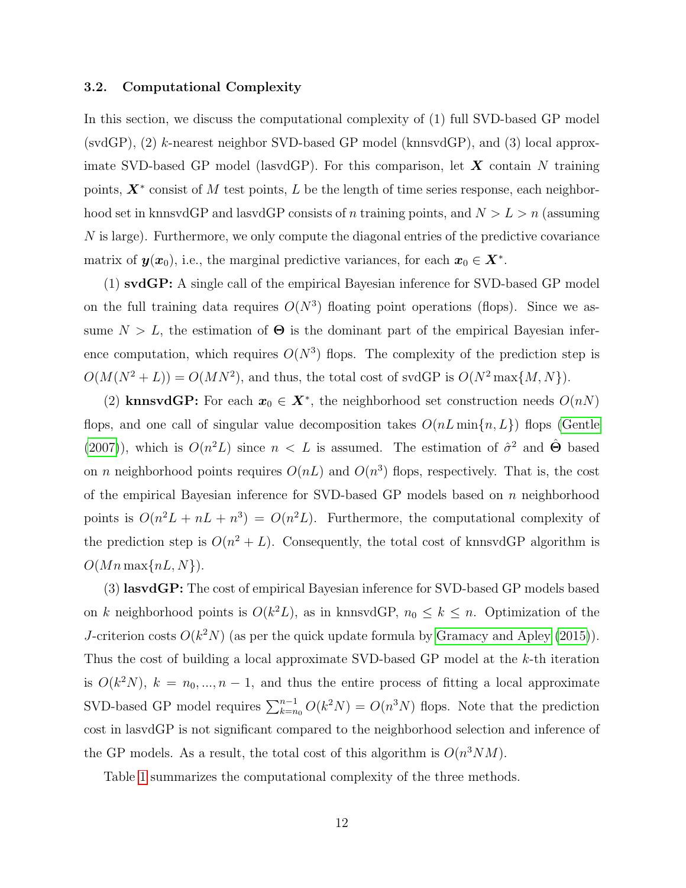### 3.2. Computational Complexity

In this section, we discuss the computational complexity of (1) full SVD-based GP model (svdGP), (2) $k$-nearest neighbor SVD-based GP model (knnsvdGP), and (3) local approximate SVD-based GP model (lasvdGP). For this comparison, let $\boldsymbol{X}$ contain $N$ training points, $\boldsymbol{X}^*$ consist of $M$ test points, $L$ be the length of time series response, each neighborhood set in knnsvdGP and lasvdGP consists of $n$ training points, and $N > L > n$ (assuming $N$ is large). Furthermore, we only compute the diagonal entries of the predictive covariance matrix of $\boldsymbol{y}(\boldsymbol{x}_0)$, i.e., the marginal predictive variances, for each $\boldsymbol{x}_0 \in \boldsymbol{X}^*$.

(1) **svdGP:** A single call of the empirical Bayesian inference for SVD-based GP model on the full training data requires $O(N^3)$ floating point operations (flops). Since we assume $N > L$, the estimation of $\boldsymbol{\Theta}$ is the dominant part of the empirical Bayesian inference computation, which requires $O(N^3)$ flops. The complexity of the prediction step is $O(M(N^2 + L)) = O(MN^2)$, and thus, the total cost of svdGP is $O(N^2 \max\{M, N\})$.

(2) **knnsvdGP:** For each $\boldsymbol{x}_0 \in \boldsymbol{X}^*$, the neighborhood set construction needs $O(nN)$ flops, and one call of singular value decomposition takes $O(nL \min\{n, L\})$ flops (Gentle (2007)), which is $O(n^2 L)$ since $n < L$ is assumed. The estimation of $\hat{\sigma}^2$ and $\hat{\boldsymbol{\Theta}}$ based on $n$ neighborhood points requires $O(nL)$ and $O(n^3)$ flops, respectively. That is, the cost of the empirical Bayesian inference for SVD-based GP models based on $n$ neighborhood points is $O(n^2 L + nL + n^3) = O(n^2 L)$. Furthermore, the computational complexity of the prediction step is $O(n^2 + L)$. Consequently, the total cost of knnsvdGP algorithm is $O(Mn \max\{nL, N\})$.

(3) **lasvdGP:** The cost of empirical Bayesian inference for SVD-based GP models based on $k$ neighborhood points is $O(k^2 L)$, as in knnsvdGP, $n_0 \leq k \leq n$. Optimization of the $J$-criterion costs $O(k^2 N)$ (as per the quick update formula by Gramacy and Apley (2015)). Thus the cost of building a local approximate SVD-based GP model at the $k$-th iteration is $O(k^2 N)$, $k = n_0, ..., n-1$, and thus the entire process of fitting a local approximate SVD-based GP model requires $\sum_{k=n_0}^{n-1} O(k^2 N) = O(n^3 N)$ flops. Note that the prediction cost in lasvdGP is not significant compared to the neighborhood selection and inference of the GP models. As a result, the total cost of this algorithm is $O(n^3 NM)$.

Table 1 summarizes the computational complexity of the three methods.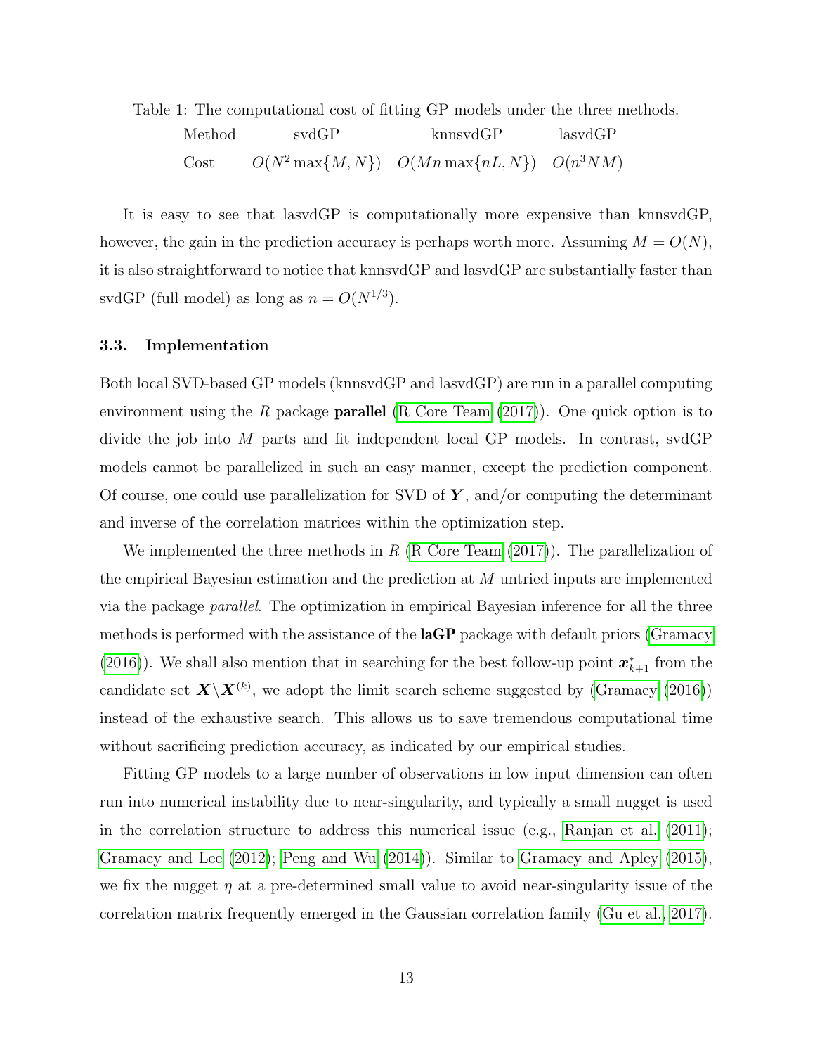Table 1: The computational cost of fitting GP models under the three methods.

| Method | svdGP | knnsvdGP | lasvdGP |
|---|---|---|---|
| Cost | $O(N^2 \max\{M, N\})$ | $O(Mn \max\{nL, N\})$ | $O(n^3 NM)$ |

It is easy to see that lasvdGP is computationally more expensive than knnsvdGP, however, the gain in the prediction accuracy is perhaps worth more. Assuming $M = O(N)$, it is also straightforward to notice that knnsvdGP and lasvdGP are substantially faster than svdGP (full model) as long as $n = O(N^{1/3})$.

### 3.3. Implementation

Both local SVD-based GP models (knnsvdGP and lasvdGP) are run in a parallel computing environment using the *R* package **parallel** (R Core Team (2017)). One quick option is to divide the job into $M$ parts and fit independent local GP models. In contrast, svdGP models cannot be parallelized in such an easy manner, except the prediction component. Of course, one could use parallelization for SVD of $\boldsymbol{Y}$, and/or computing the determinant and inverse of the correlation matrices within the optimization step.

We implemented the three methods in *R* (R Core Team (2017)). The parallelization of the empirical Bayesian estimation and the prediction at $M$ untried inputs are implemented via the package *parallel*. The optimization in empirical Bayesian inference for all the three methods is performed with the assistance of the **laGP** package with default priors (Gramacy (2016)). We shall also mention that in searching for the best follow-up point $\boldsymbol{x}^*_{k+1}$ from the candidate set $\boldsymbol{X} \backslash \boldsymbol{X}^{(k)}$, we adopt the limit search scheme suggested by (Gramacy (2016)) instead of the exhaustive search. This allows us to save tremendous computational time without sacrificing prediction accuracy, as indicated by our empirical studies.

Fitting GP models to a large number of observations in low input dimension can often run into numerical instability due to near-singularity, and typically a small nugget is used in the correlation structure to address this numerical issue (e.g., Ranjan et al. (2011); Gramacy and Lee (2012); Peng and Wu (2014)). Similar to Gramacy and Apley (2015), we fix the nugget $\eta$ at a pre-determined small value to avoid near-singularity issue of the correlation matrix frequently emerged in the Gaussian correlation family (Gu et al., 2017).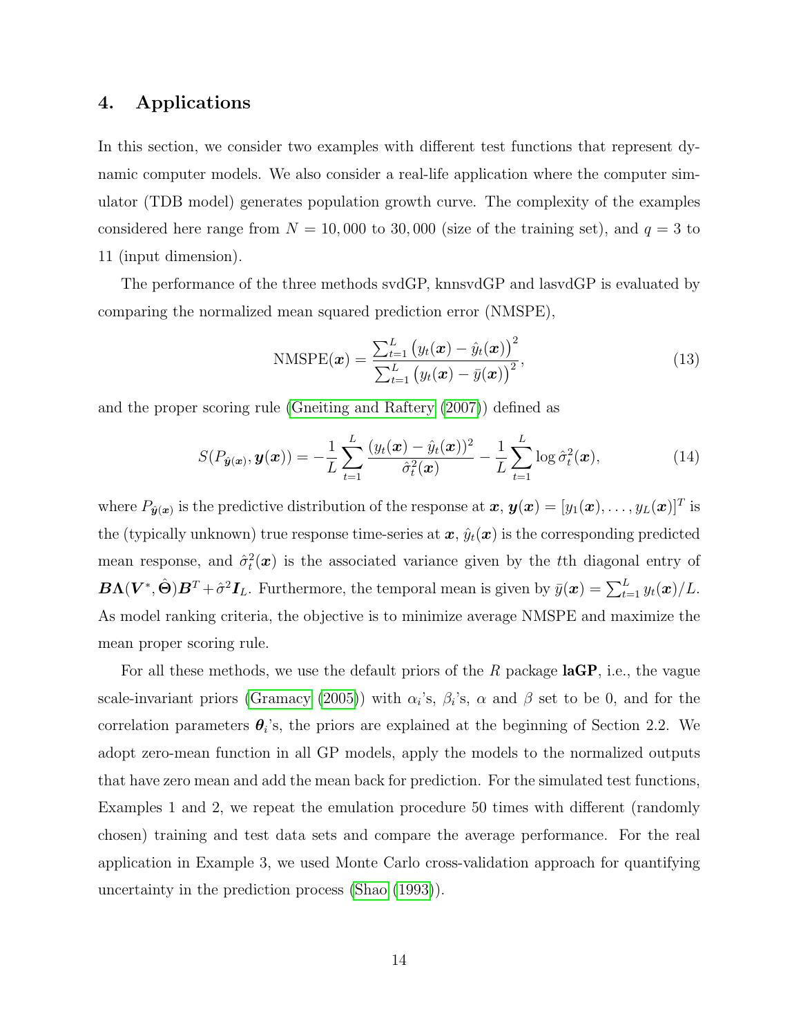## 4. Applications

In this section, we consider two examples with different test functions that represent dynamic computer models. We also consider a real-life application where the computer simulator (TDB model) generates population growth curve. The complexity of the examples considered here range from $N = 10,000$ to $30,000$ (size of the training set), and $q = 3$ to 11 (input dimension).

The performance of the three methods svdGP, knnsvdGP and lasvdGP is evaluated by comparing the normalized mean squared prediction error (NMSPE),

$$\text{NMSPE}(\boldsymbol{x}) = \frac{\sum_{t=1}^{L} \left( y_t(\boldsymbol{x}) - \hat{y}_t(\boldsymbol{x}) \right)^2}{\sum_{t=1}^{L} \left( y_t(\boldsymbol{x}) - \bar{y}(\boldsymbol{x}) \right)^2}, \tag{13}$$

and the proper scoring rule (Gneiting and Raftery (2007)) defined as

$$S(P_{\hat{\boldsymbol{y}}(\boldsymbol{x})}, \boldsymbol{y}(\boldsymbol{x})) = -\frac{1}{L} \sum_{t=1}^{L} \frac{(y_t(\boldsymbol{x}) - \hat{y}_t(\boldsymbol{x}))^2}{\hat{\sigma}_t^2(\boldsymbol{x})} - \frac{1}{L} \sum_{t=1}^{L} \log \hat{\sigma}_t^2(\boldsymbol{x}), \tag{14}$$

where $P_{\hat{\boldsymbol{y}}(\boldsymbol{x})}$ is the predictive distribution of the response at $\boldsymbol{x}$, $\boldsymbol{y}(\boldsymbol{x}) = [y_1(\boldsymbol{x}), \ldots, y_L(\boldsymbol{x})]^T$ is the (typically unknown) true response time-series at $\boldsymbol{x}$, $\hat{y}_t(\boldsymbol{x})$ is the corresponding predicted mean response, and $\hat{\sigma}_t^2(\boldsymbol{x})$ is the associated variance given by the $t$th diagonal entry of $\boldsymbol{B}\boldsymbol{\Lambda}(\boldsymbol{V}^*, \hat{\boldsymbol{\Theta}})\boldsymbol{B}^T + \hat{\sigma}^2 \boldsymbol{I}_L$. Furthermore, the temporal mean is given by $\bar{y}(\boldsymbol{x}) = \sum_{t=1}^{L} y_t(\boldsymbol{x})/L$. As model ranking criteria, the objective is to minimize average NMSPE and maximize the mean proper scoring rule.

For all these methods, we use the default priors of the $R$ package **laGP**, i.e., the vague scale-invariant priors (Gramacy (2005)) with $\alpha_i$'s, $\beta_i$'s, $\alpha$ and $\beta$ set to be 0, and for the correlation parameters $\boldsymbol{\theta}_i$'s, the priors are explained at the beginning of Section 2.2. We adopt zero-mean function in all GP models, apply the models to the normalized outputs that have zero mean and add the mean back for prediction. For the simulated test functions, Examples 1 and 2, we repeat the emulation procedure 50 times with different (randomly chosen) training and test data sets and compare the average performance. For the real application in Example 3, we used Monte Carlo cross-validation approach for quantifying uncertainty in the prediction process (Shao (1993)).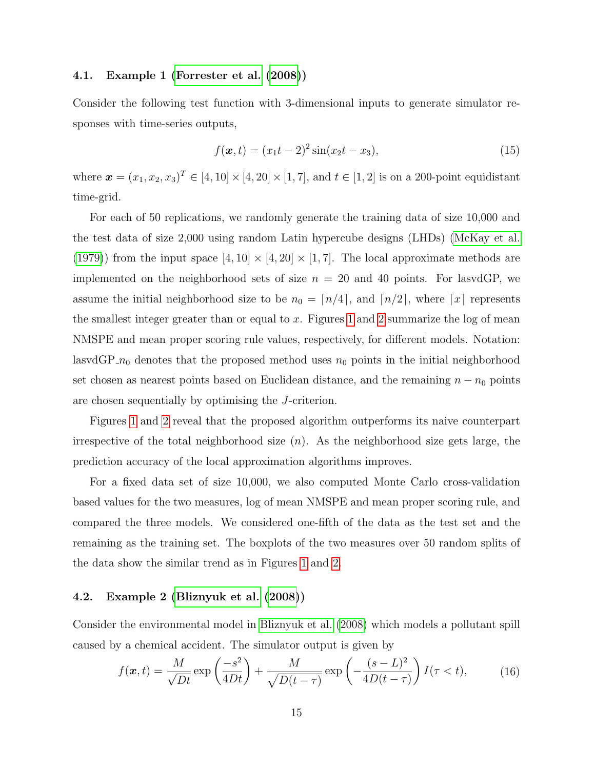### 4.1. Example 1 (Forrester et al. (2008))

Consider the following test function with 3-dimensional inputs to generate simulator responses with time-series outputs,

$$f(\boldsymbol{x}, t) = (x_1 t - 2)^2 \sin(x_2 t - x_3), \tag{15}$$

where $\boldsymbol{x} = (x_1, x_2, x_3)^T \in [4, 10] \times [4, 20] \times [1, 7]$, and $t \in [1, 2]$ is on a 200-point equidistant time-grid.

For each of 50 replications, we randomly generate the training data of size 10,000 and the test data of size 2,000 using random Latin hypercube designs (LHDs) (McKay et al. (1979)) from the input space $[4, 10] \times [4, 20] \times [1, 7]$. The local approximate methods are implemented on the neighborhood sets of size $n = 20$ and 40 points. For lasvdGP, we assume the initial neighborhood size to be $n_0 = \lceil n/4 \rceil$, and $\lceil n/2 \rceil$, where $\lceil x \rceil$ represents the smallest integer greater than or equal to $x$. Figures 1 and 2 summarize the log of mean NMSPE and mean proper scoring rule values, respectively, for different models. Notation: lasvdGP_$n_0$ denotes that the proposed method uses $n_0$ points in the initial neighborhood set chosen as nearest points based on Euclidean distance, and the remaining $n - n_0$ points are chosen sequentially by optimising the $J$-criterion.

Figures 1 and 2 reveal that the proposed algorithm outperforms its naive counterpart irrespective of the total neighborhood size ($n$). As the neighborhood size gets large, the prediction accuracy of the local approximation algorithms improves.

For a fixed data set of size 10,000, we also computed Monte Carlo cross-validation based values for the two measures, log of mean NMSPE and mean proper scoring rule, and compared the three models. We considered one-fifth of the data as the test set and the remaining as the training set. The boxplots of the two measures over 50 random splits of the data show the similar trend as in Figures 1 and 2.

### 4.2. Example 2 (Bliznyuk et al. (2008))

Consider the environmental model in Bliznyuk et al. (2008) which models a pollutant spill caused by a chemical accident. The simulator output is given by

$$f(\boldsymbol{x}, t) = \frac{M}{\sqrt{Dt}} \exp\left(\frac{-s^2}{4Dt}\right) + \frac{M}{\sqrt{D(t-\tau)}} \exp\left(-\frac{(s-L)^2}{4D(t-\tau)}\right) I(\tau < t), \tag{16}$$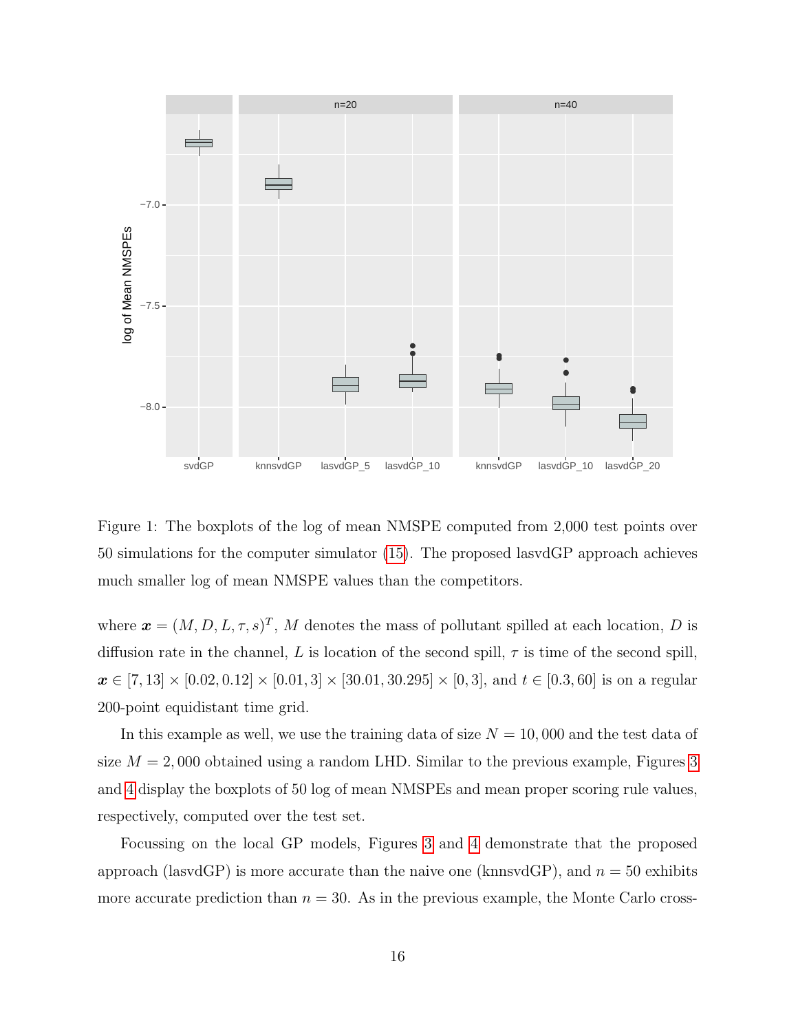Figure 1: The boxplots of the log of mean NMSPE computed from 2,000 test points over 50 simulations for the computer simulator (15). The proposed lasvdGP approach achieves much smaller log of mean NMSPE values than the competitors.

where $\boldsymbol{x} = (M, D, L, \tau, s)^T$, $M$ denotes the mass of pollutant spilled at each location, $D$ is diffusion rate in the channel, $L$ is location of the second spill, $\tau$ is time of the second spill, $\boldsymbol{x} \in [7, 13] \times [0.02, 0.12] \times [0.01, 3] \times [30.01, 30.295] \times [0, 3]$, and $t \in [0.3, 60]$ is on a regular 200-point equidistant time grid.

In this example as well, we use the training data of size $N = 10,000$ and the test data of size $M = 2,000$ obtained using a random LHD. Similar to the previous example, Figures 3 and 4 display the boxplots of 50 log of mean NMSPEs and mean proper scoring rule values, respectively, computed over the test set.

Focussing on the local GP models, Figures 3 and 4 demonstrate that the proposed approach (lasvdGP) is more accurate than the naive one (knnsvdGP), and $n = 50$ exhibits more accurate prediction than $n = 30$. As in the previous example, the Monte Carlo cross-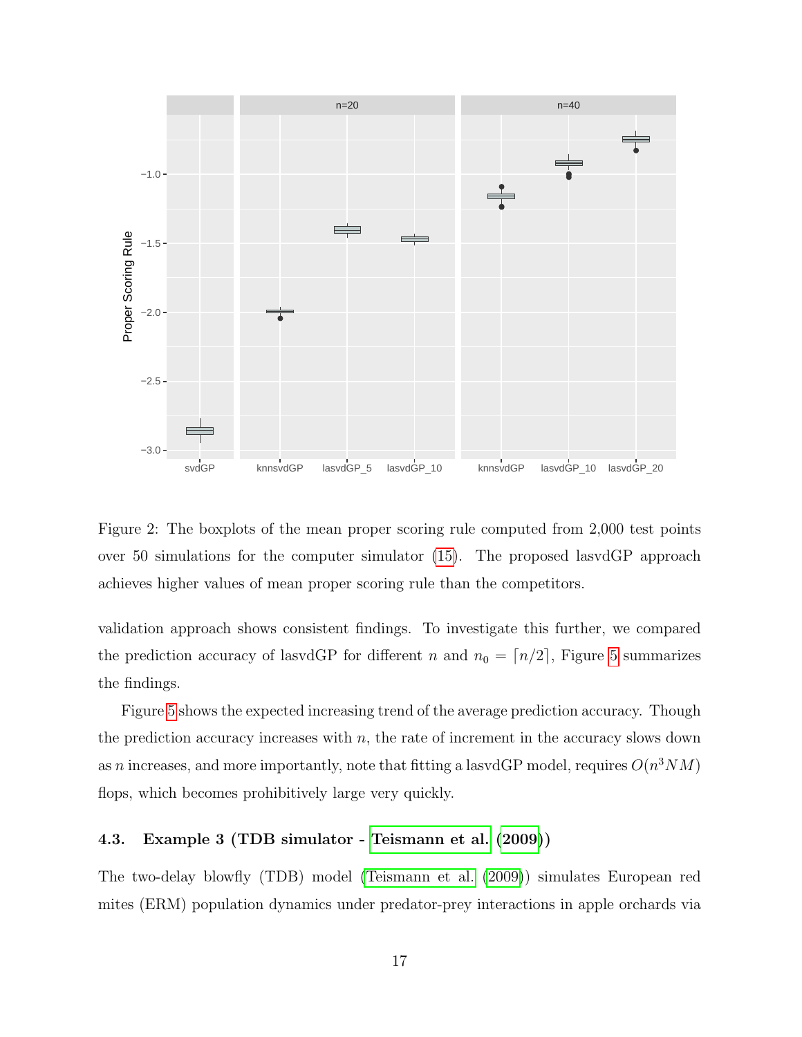Figure 2: The boxplots of the mean proper scoring rule computed from 2,000 test points over 50 simulations for the computer simulator (15). The proposed lasvdGP approach achieves higher values of mean proper scoring rule than the competitors.

validation approach shows consistent findings. To investigate this further, we compared the prediction accuracy of lasvdGP for different $n$ and $n_0 = \lceil n/2 \rceil$, Figure 5 summarizes the findings.

Figure 5 shows the expected increasing trend of the average prediction accuracy. Though the prediction accuracy increases with $n$, the rate of increment in the accuracy slows down as $n$ increases, and more importantly, note that fitting a lasvdGP model, requires $O(n^3 NM)$ flops, which becomes prohibitively large very quickly.

### 4.3. Example 3 (TDB simulator - Teismann et al. (2009))

The two-delay blowfly (TDB) model (Teismann et al. (2009)) simulates European red mites (ERM) population dynamics under predator-prey interactions in apple orchards via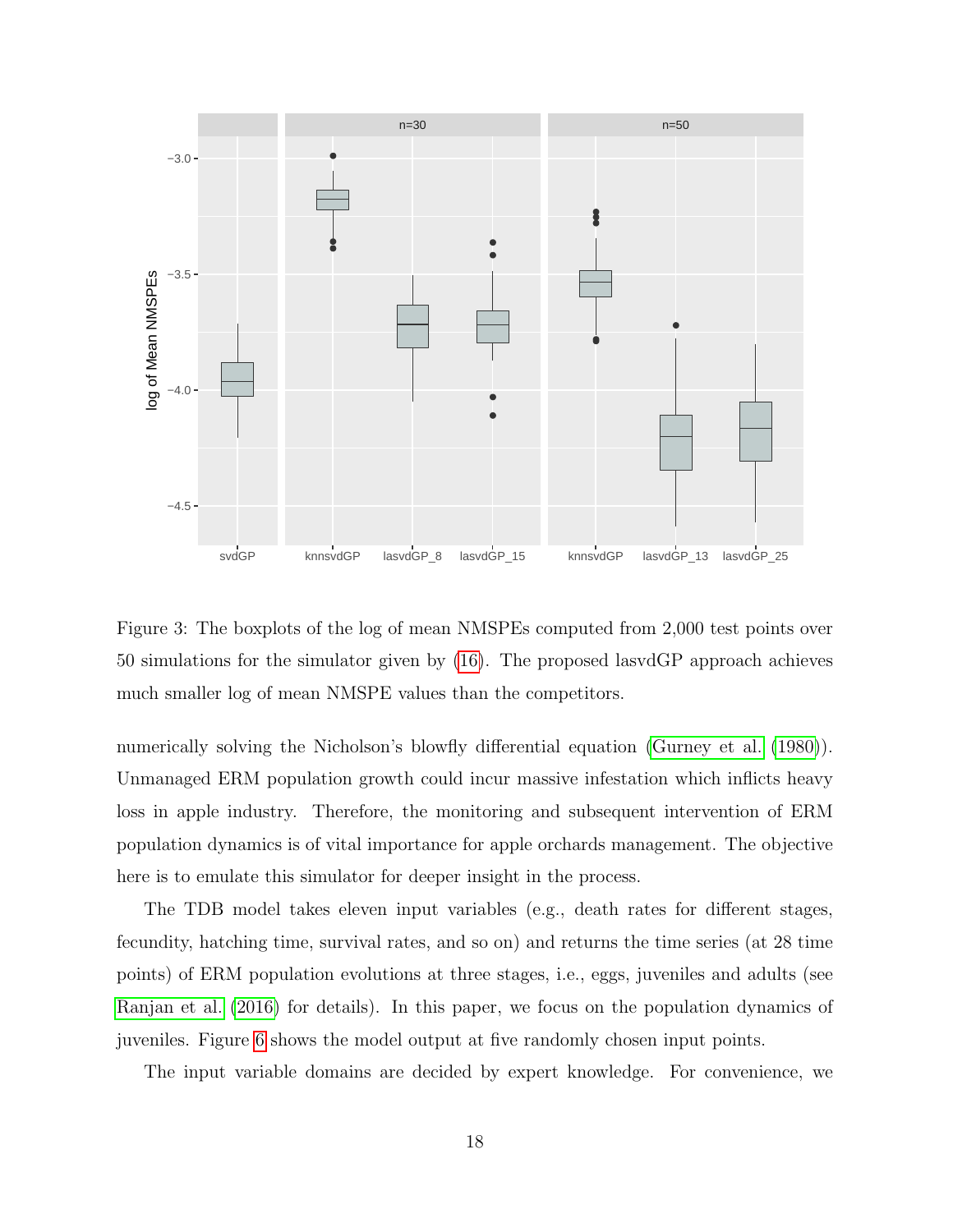Figure 3: The boxplots of the log of mean NMSPEs computed from 2,000 test points over 50 simulations for the simulator given by (16). The proposed lasvdGP approach achieves much smaller log of mean NMSPE values than the competitors.

numerically solving the Nicholson's blowfly differential equation (Gurney et al. (1980)). Unmanaged ERM population growth could incur massive infestation which inflicts heavy loss in apple industry. Therefore, the monitoring and subsequent intervention of ERM population dynamics is of vital importance for apple orchards management. The objective here is to emulate this simulator for deeper insight in the process.

The TDB model takes eleven input variables (e.g., death rates for different stages, fecundity, hatching time, survival rates, and so on) and returns the time series (at 28 time points) of ERM population evolutions at three stages, i.e., eggs, juveniles and adults (see Ranjan et al. (2016) for details). In this paper, we focus on the population dynamics of juveniles. Figure 6 shows the model output at five randomly chosen input points.

The input variable domains are decided by expert knowledge. For convenience, we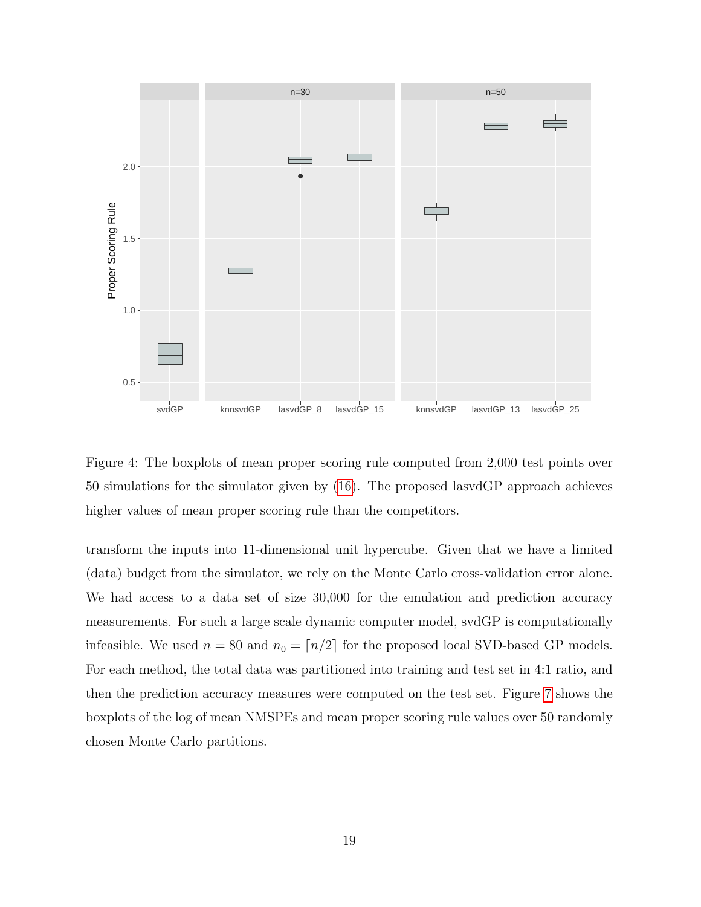Figure 4: The boxplots of mean proper scoring rule computed from 2,000 test points over 50 simulations for the simulator given by (16). The proposed lasvdGP approach achieves higher values of mean proper scoring rule than the competitors.

transform the inputs into 11-dimensional unit hypercube. Given that we have a limited (data) budget from the simulator, we rely on the Monte Carlo cross-validation error alone. We had access to a data set of size 30,000 for the emulation and prediction accuracy measurements. For such a large scale dynamic computer model, svdGP is computationally infeasible. We used $n = 80$ and $n_0 = \lceil n/2 \rceil$ for the proposed local SVD-based GP models. For each method, the total data was partitioned into training and test set in 4:1 ratio, and then the prediction accuracy measures were computed on the test set. Figure 7 shows the boxplots of the log of mean NMSPEs and mean proper scoring rule values over 50 randomly chosen Monte Carlo partitions.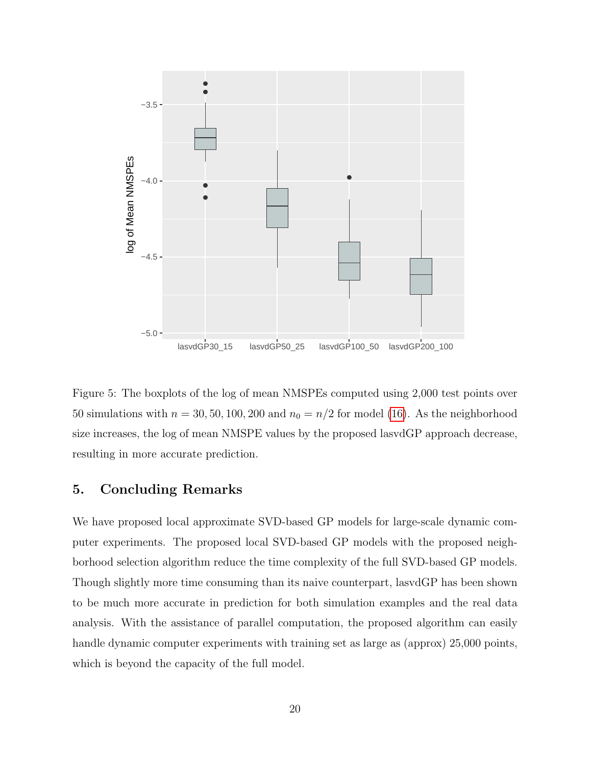Figure 5: The boxplots of the log of mean NMSPEs computed using 2,000 test points over 50 simulations with $n = 30, 50, 100, 200$ and $n_0 = n/2$ for model (16). As the neighborhood size increases, the log of mean NMSPE values by the proposed lasvdGP approach decrease, resulting in more accurate prediction.

## 5. Concluding Remarks

We have proposed local approximate SVD-based GP models for large-scale dynamic computer experiments. The proposed local SVD-based GP models with the proposed neighborhood selection algorithm reduce the time complexity of the full SVD-based GP models. Though slightly more time consuming than its naive counterpart, lasvdGP has been shown to be much more accurate in prediction for both simulation examples and the real data analysis. With the assistance of parallel computation, the proposed algorithm can easily handle dynamic computer experiments with training set as large as (approx) 25,000 points, which is beyond the capacity of the full model.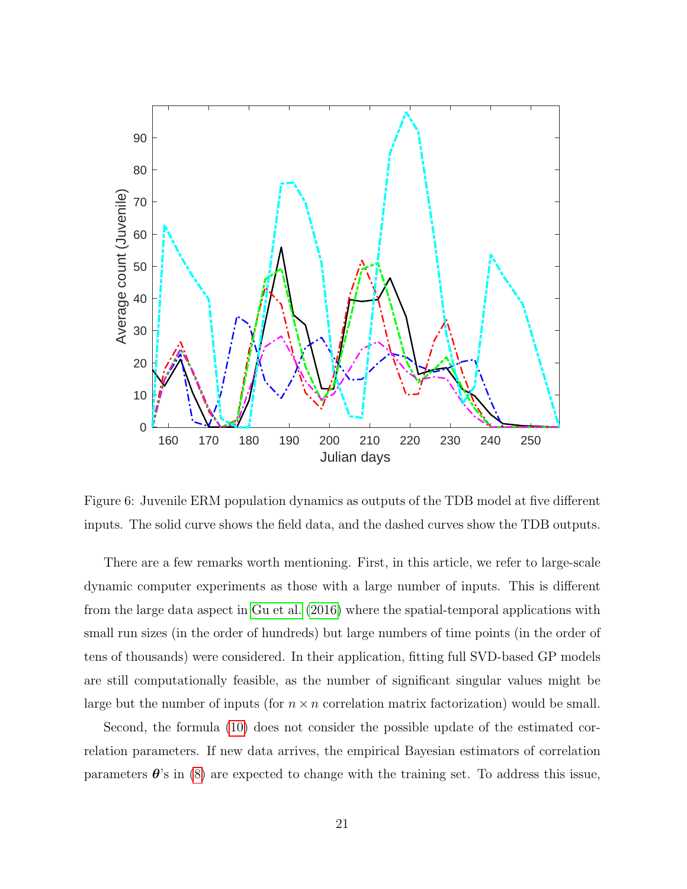Figure 6: Juvenile ERM population dynamics as outputs of the TDB model at five different inputs. The solid curve shows the field data, and the dashed curves show the TDB outputs.

There are a few remarks worth mentioning. First, in this article, we refer to large-scale dynamic computer experiments as those with a large number of inputs. This is different from the large data aspect in Gu et al. (2016) where the spatial-temporal applications with small run sizes (in the order of hundreds) but large numbers of time points (in the order of tens of thousands) were considered. In their application, fitting full SVD-based GP models are still computationally feasible, as the number of significant singular values might be large but the number of inputs (for $n \times n$ correlation matrix factorization) would be small.

Second, the formula (10) does not consider the possible update of the estimated correlation parameters. If new data arrives, the empirical Bayesian estimators of correlation parameters $\boldsymbol{\theta}$'s in (8) are expected to change with the training set. To address this issue,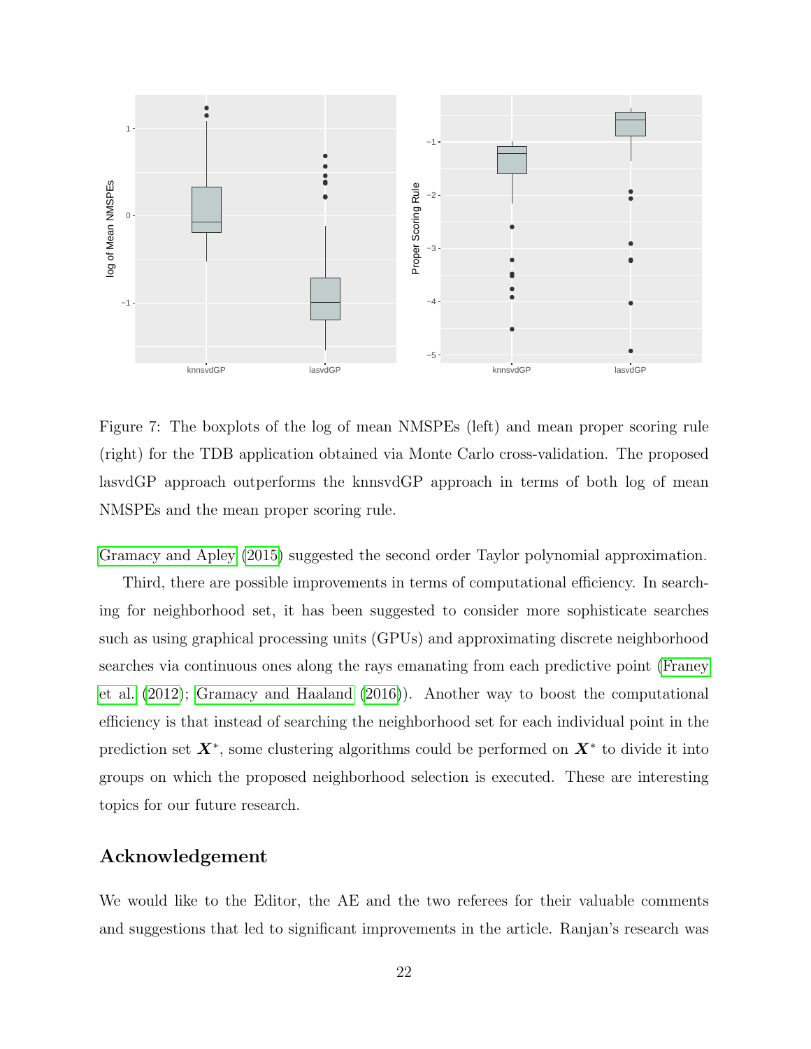Figure 7: The boxplots of the log of mean NMSPEs (left) and mean proper scoring rule (right) for the TDB application obtained via Monte Carlo cross-validation. The proposed lasvdGP approach outperforms the knnsvdGP approach in terms of both log of mean NMSPEs and the mean proper scoring rule.

Gramacy and Apley (2015) suggested the second order Taylor polynomial approximation.

Third, there are possible improvements in terms of computational efficiency. In searching for neighborhood set, it has been suggested to consider more sophisticate searches such as using graphical processing units (GPUs) and approximating discrete neighborhood searches via continuous ones along the rays emanating from each predictive point (Franey et al. (2012); Gramacy and Haaland (2016)). Another way to boost the computational efficiency is that instead of searching the neighborhood set for each individual point in the prediction set $\boldsymbol{X}^*$, some clustering algorithms could be performed on $\boldsymbol{X}^*$ to divide it into groups on which the proposed neighborhood selection is executed. These are interesting topics for our future research.

## Acknowledgement

We would like to the Editor, the AE and the two referees for their valuable comments and suggestions that led to significant improvements in the article. Ranjan's research was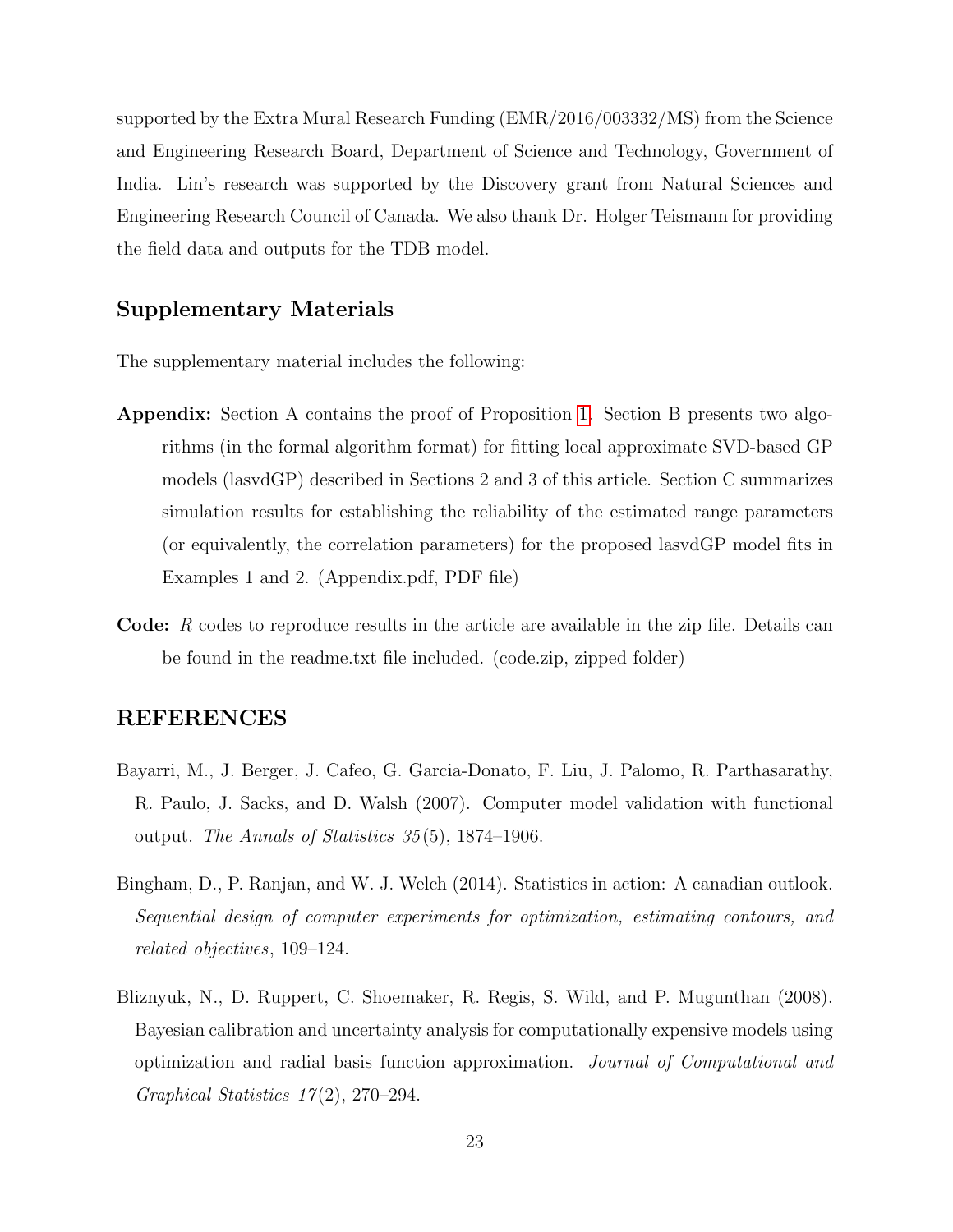supported by the Extra Mural Research Funding (EMR/2016/003332/MS) from the Science and Engineering Research Board, Department of Science and Technology, Government of India. Lin's research was supported by the Discovery grant from Natural Sciences and Engineering Research Council of Canada. We also thank Dr. Holger Teismann for providing the field data and outputs for the TDB model.

## Supplementary Materials

The supplementary material includes the following:

**Appendix:** Section A contains the proof of Proposition 1. Section B presents two algorithms (in the formal algorithm format) for fitting local approximate SVD-based GP models (lasvdGP) described in Sections 2 and 3 of this article. Section C summarizes simulation results for establishing the reliability of the estimated range parameters (or equivalently, the correlation parameters) for the proposed lasvdGP model fits in Examples 1 and 2. (Appendix.pdf, PDF file)

**Code:** *R* codes to reproduce results in the article are available in the zip file. Details can be found in the readme.txt file included. (code.zip, zipped folder)

## REFERENCES

Bayarri, M., J. Berger, J. Cafeo, G. Garcia-Donato, F. Liu, J. Palomo, R. Parthasarathy, R. Paulo, J. Sacks, and D. Walsh (2007). Computer model validation with functional output. *The Annals of Statistics 35*(5), 1874–1906.

Bingham, D., P. Ranjan, and W. J. Welch (2014). Statistics in action: A canadian outlook. *Sequential design of computer experiments for optimization, estimating contours, and related objectives*, 109–124.

Bliznyuk, N., D. Ruppert, C. Shoemaker, R. Regis, S. Wild, and P. Mugunthan (2008). Bayesian calibration and uncertainty analysis for computationally expensive models using optimization and radial basis function approximation. *Journal of Computational and Graphical Statistics 17*(2), 270–294.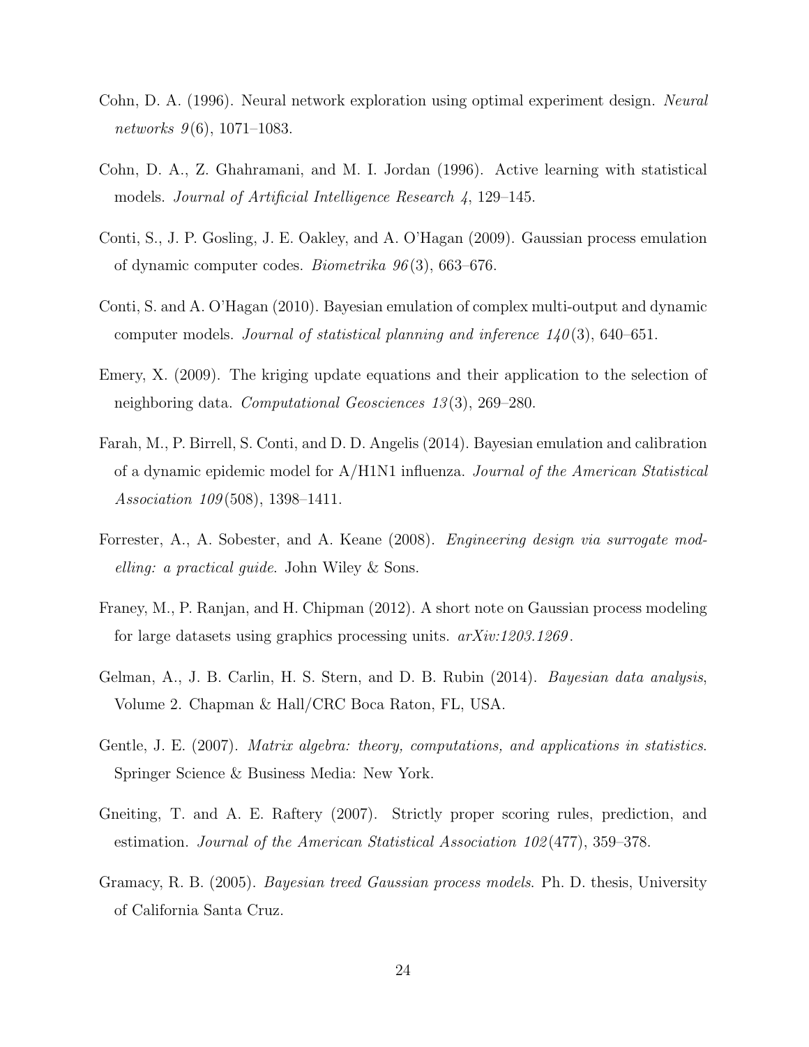Cohn, D. A. (1996). Neural network exploration using optimal experiment design. *Neural networks 9*(6), 1071–1083.

Cohn, D. A., Z. Ghahramani, and M. I. Jordan (1996). Active learning with statistical models. *Journal of Artificial Intelligence Research 4*, 129–145.

Conti, S., J. P. Gosling, J. E. Oakley, and A. O'Hagan (2009). Gaussian process emulation of dynamic computer codes. *Biometrika 96*(3), 663–676.

Conti, S. and A. O'Hagan (2010). Bayesian emulation of complex multi-output and dynamic computer models. *Journal of statistical planning and inference 140*(3), 640–651.

Emery, X. (2009). The kriging update equations and their application to the selection of neighboring data. *Computational Geosciences 13*(3), 269–280.

Farah, M., P. Birrell, S. Conti, and D. D. Angelis (2014). Bayesian emulation and calibration of a dynamic epidemic model for A/H1N1 influenza. *Journal of the American Statistical Association 109*(508), 1398–1411.

Forrester, A., A. Sobester, and A. Keane (2008). *Engineering design via surrogate modelling: a practical guide*. John Wiley & Sons.

Franey, M., P. Ranjan, and H. Chipman (2012). A short note on Gaussian process modeling for large datasets using graphics processing units. *arXiv:1203.1269*.

Gelman, A., J. B. Carlin, H. S. Stern, and D. B. Rubin (2014). *Bayesian data analysis*, Volume 2. Chapman & Hall/CRC Boca Raton, FL, USA.

Gentle, J. E. (2007). *Matrix algebra: theory, computations, and applications in statistics*. Springer Science & Business Media: New York.

Gneiting, T. and A. E. Raftery (2007). Strictly proper scoring rules, prediction, and estimation. *Journal of the American Statistical Association 102*(477), 359–378.

Gramacy, R. B. (2005). *Bayesian treed Gaussian process models*. Ph. D. thesis, University of California Santa Cruz.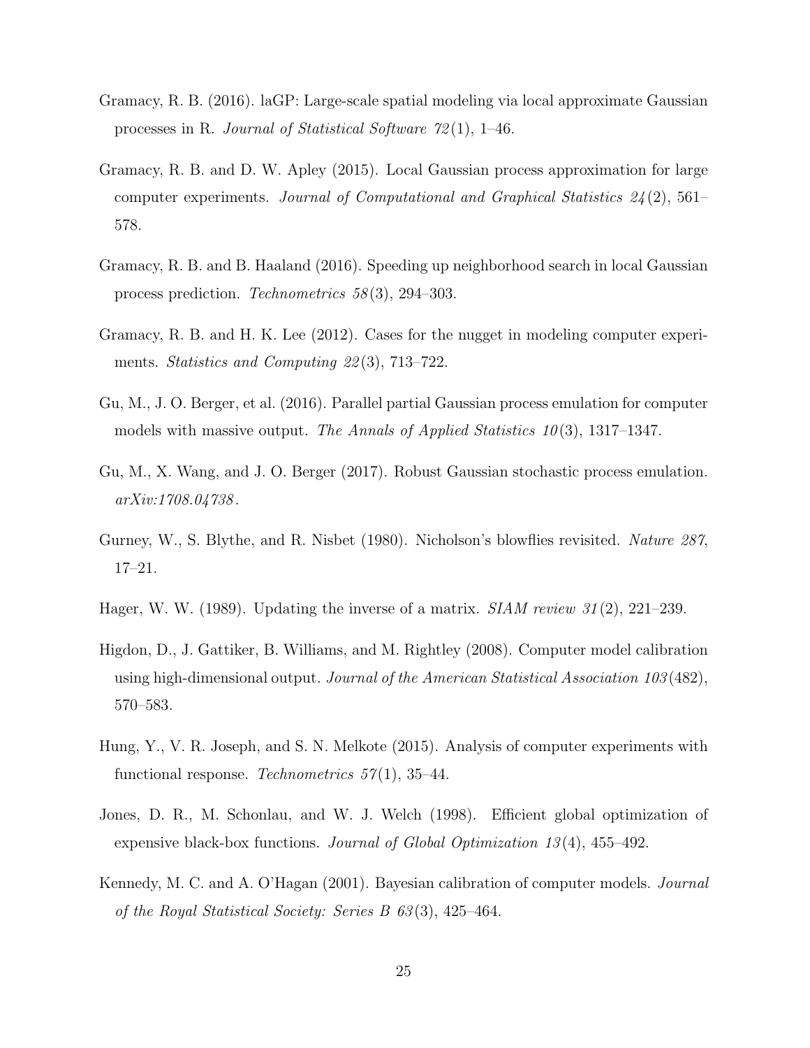Gramacy, R. B. (2016). laGP: Large-scale spatial modeling via local approximate Gaussian processes in R. *Journal of Statistical Software 72*(1), 1–46.

Gramacy, R. B. and D. W. Apley (2015). Local Gaussian process approximation for large computer experiments. *Journal of Computational and Graphical Statistics 24*(2), 561–578.

Gramacy, R. B. and B. Haaland (2016). Speeding up neighborhood search in local Gaussian process prediction. *Technometrics 58*(3), 294–303.

Gramacy, R. B. and H. K. Lee (2012). Cases for the nugget in modeling computer experiments. *Statistics and Computing 22*(3), 713–722.

Gu, M., J. O. Berger, et al. (2016). Parallel partial Gaussian process emulation for computer models with massive output. *The Annals of Applied Statistics 10*(3), 1317–1347.

Gu, M., X. Wang, and J. O. Berger (2017). Robust Gaussian stochastic process emulation. *arXiv:1708.04738*.

Gurney, W., S. Blythe, and R. Nisbet (1980). Nicholson's blowflies revisited. *Nature 287*, 17–21.

Hager, W. W. (1989). Updating the inverse of a matrix. *SIAM review 31*(2), 221–239.

Higdon, D., J. Gattiker, B. Williams, and M. Rightley (2008). Computer model calibration using high-dimensional output. *Journal of the American Statistical Association 103*(482), 570–583.

Hung, Y., V. R. Joseph, and S. N. Melkote (2015). Analysis of computer experiments with functional response. *Technometrics 57*(1), 35–44.

Jones, D. R., M. Schonlau, and W. J. Welch (1998). Efficient global optimization of expensive black-box functions. *Journal of Global Optimization 13*(4), 455–492.

Kennedy, M. C. and A. O'Hagan (2001). Bayesian calibration of computer models. *Journal of the Royal Statistical Society: Series B 63*(3), 425–464.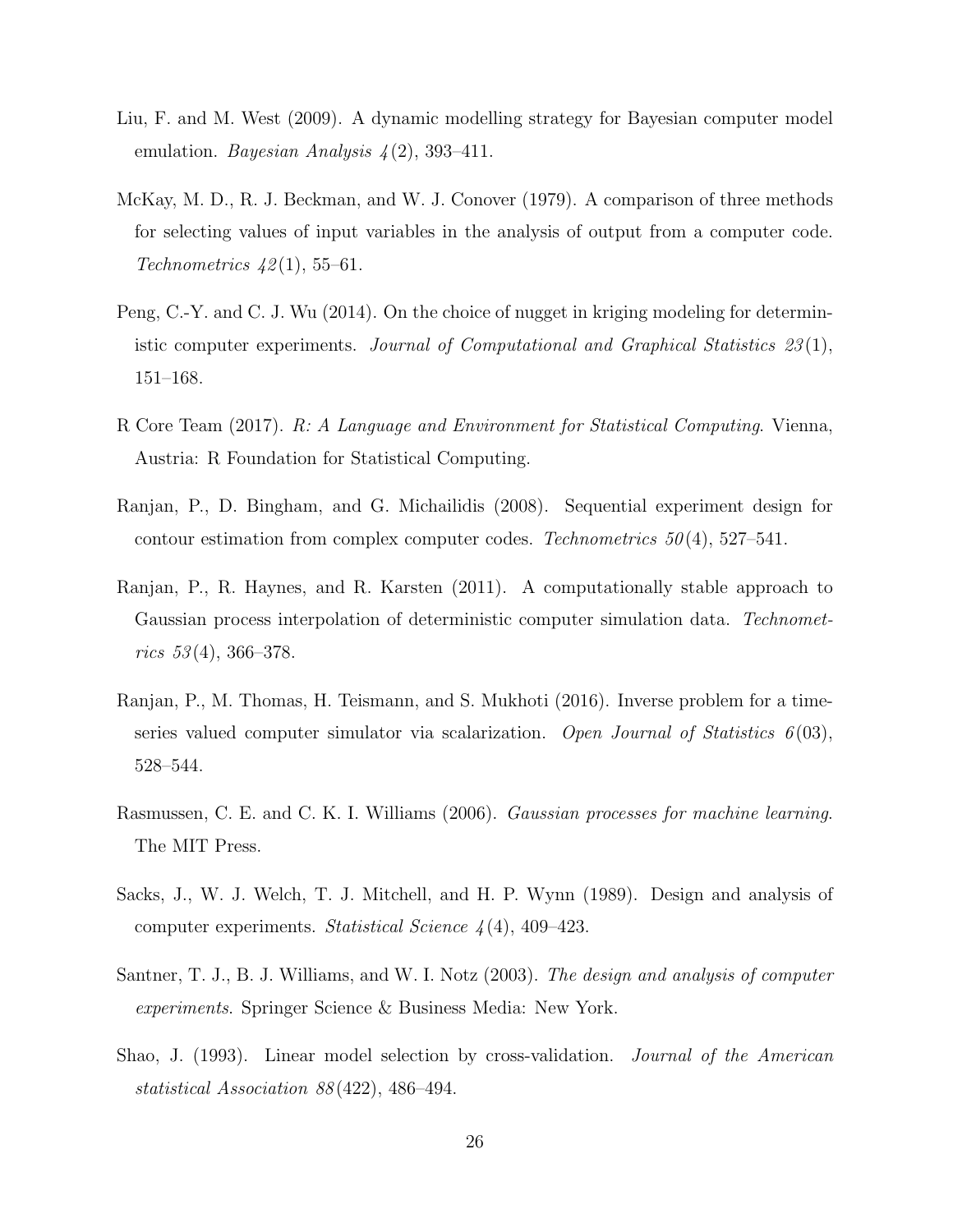Liu, F. and M. West (2009). A dynamic modelling strategy for Bayesian computer model emulation. *Bayesian Analysis 4*(2), 393–411.

McKay, M. D., R. J. Beckman, and W. J. Conover (1979). A comparison of three methods for selecting values of input variables in the analysis of output from a computer code. *Technometrics 42*(1), 55–61.

Peng, C.-Y. and C. J. Wu (2014). On the choice of nugget in kriging modeling for deterministic computer experiments. *Journal of Computational and Graphical Statistics 23*(1), 151–168.

R Core Team (2017). *R: A Language and Environment for Statistical Computing*. Vienna, Austria: R Foundation for Statistical Computing.

Ranjan, P., D. Bingham, and G. Michailidis (2008). Sequential experiment design for contour estimation from complex computer codes. *Technometrics 50*(4), 527–541.

Ranjan, P., R. Haynes, and R. Karsten (2011). A computationally stable approach to Gaussian process interpolation of deterministic computer simulation data. *Technometrics 53*(4), 366–378.

Ranjan, P., M. Thomas, H. Teismann, and S. Mukhoti (2016). Inverse problem for a time-series valued computer simulator via scalarization. *Open Journal of Statistics 6*(03), 528–544.

Rasmussen, C. E. and C. K. I. Williams (2006). *Gaussian processes for machine learning*. The MIT Press.

Sacks, J., W. J. Welch, T. J. Mitchell, and H. P. Wynn (1989). Design and analysis of computer experiments. *Statistical Science 4*(4), 409–423.

Santner, T. J., B. J. Williams, and W. I. Notz (2003). *The design and analysis of computer experiments*. Springer Science & Business Media: New York.

Shao, J. (1993). Linear model selection by cross-validation. *Journal of the American statistical Association 88*(422), 486–494.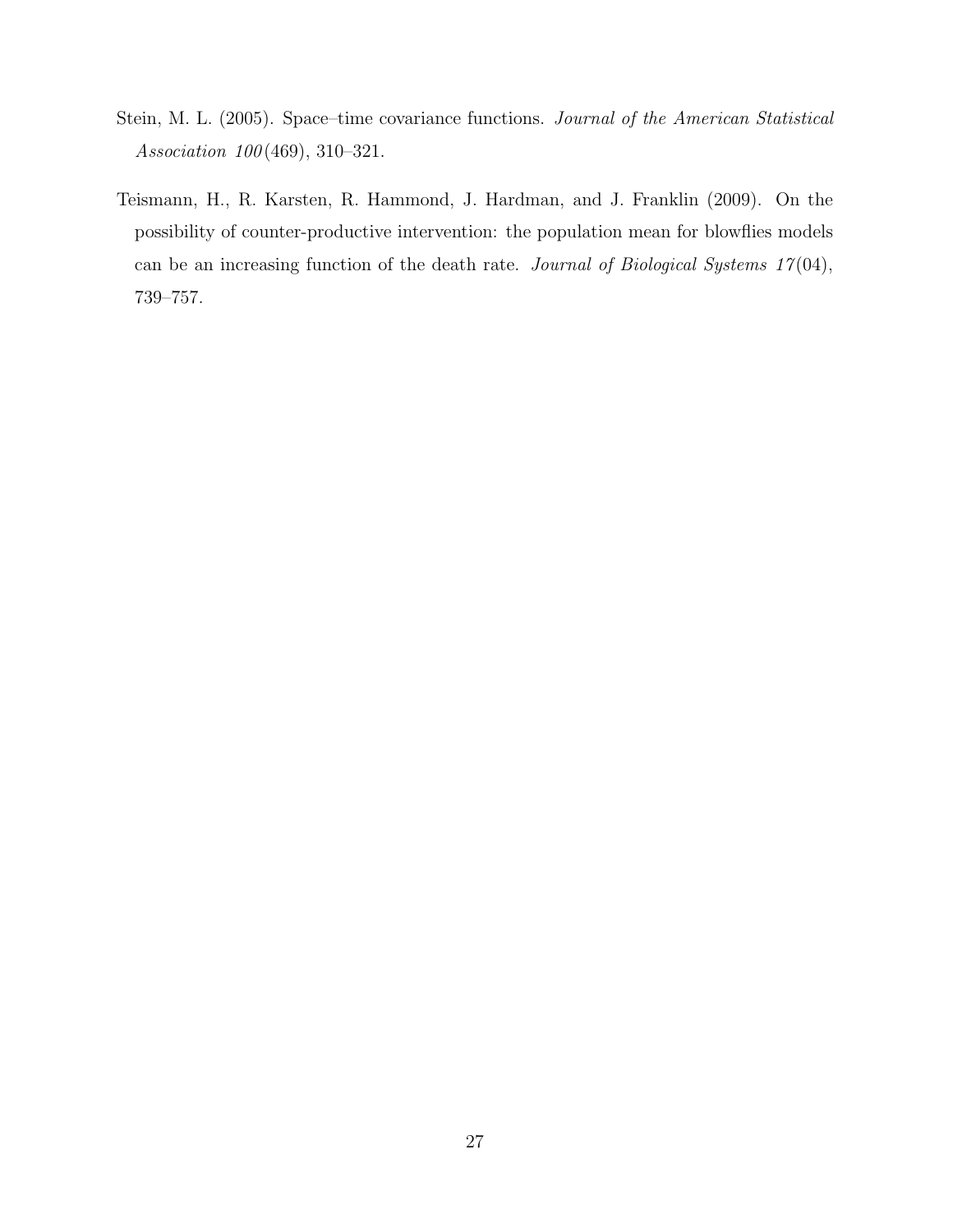Stein, M. L. (2005). Space–time covariance functions. *Journal of the American Statistical Association 100*(469), 310–321.

Teismann, H., R. Karsten, R. Hammond, J. Hardman, and J. Franklin (2009). On the possibility of counter-productive intervention: the population mean for blowflies models can be an increasing function of the death rate. *Journal of Biological Systems 17*(04), 739–757.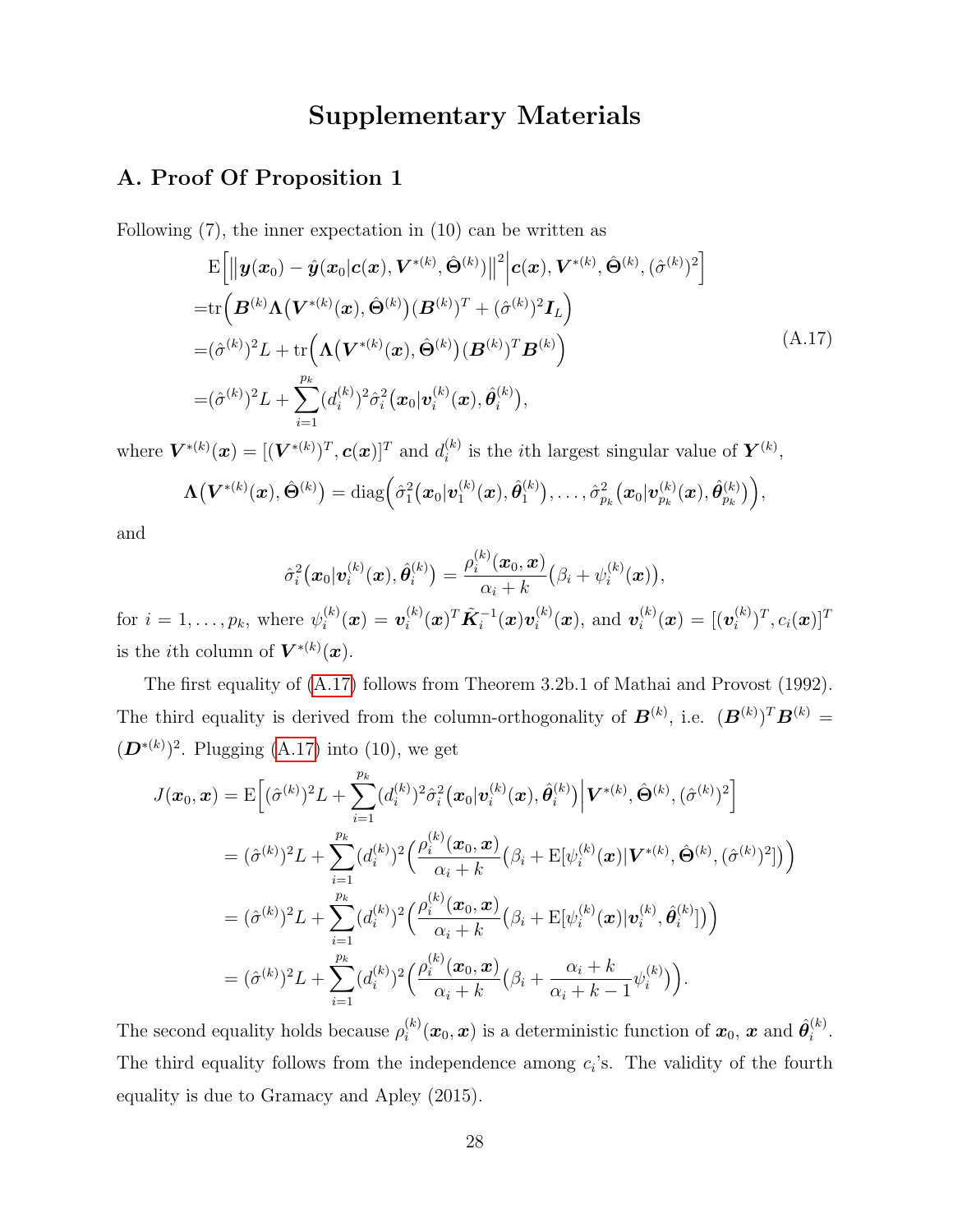# Supplementary Materials

## A. Proof Of Proposition 1

Following (7), the inner expectation in (10) can be written as

$$
\begin{aligned}
&\mathrm{E}\Big[\big\|\boldsymbol{y}(\boldsymbol{x}_0) - \hat{\boldsymbol{y}}(\boldsymbol{x}_0|\boldsymbol{c}(\boldsymbol{x}), \boldsymbol{V}^{*(k)}, \hat{\boldsymbol{\Theta}}^{(k)})\big\|^2 \Big| \boldsymbol{c}(\boldsymbol{x}), \boldsymbol{V}^{*(k)}, \hat{\boldsymbol{\Theta}}^{(k)}, (\hat{\sigma}^{(k)})^2\Big] \\
=&\mathrm{tr}\Big(\boldsymbol{B}^{(k)}\boldsymbol{\Lambda}\big(\boldsymbol{V}^{*(k)}(\boldsymbol{x}), \hat{\boldsymbol{\Theta}}^{(k)}\big)(\boldsymbol{B}^{(k)})^T + (\hat{\sigma}^{(k)})^2\boldsymbol{I}_L\Big) \\
=&(\hat{\sigma}^{(k)})^2 L + \mathrm{tr}\Big(\boldsymbol{\Lambda}\big(\boldsymbol{V}^{*(k)}(\boldsymbol{x}), \hat{\boldsymbol{\Theta}}^{(k)}\big)(\boldsymbol{B}^{(k)})^T\boldsymbol{B}^{(k)}\Big) \\
=&(\hat{\sigma}^{(k)})^2 L + \sum_{i=1}^{p_k}(d_i^{(k)})^2\hat{\sigma}_i^2\big(\boldsymbol{x}_0|\boldsymbol{v}_i^{(k)}(\boldsymbol{x}), \hat{\boldsymbol{\theta}}_i^{(k)}\big),
\end{aligned}
\tag{A.17}
$$

where $\boldsymbol{V}^{*(k)}(\boldsymbol{x}) = [(\boldsymbol{V}^{*(k)})^T, \boldsymbol{c}(\boldsymbol{x})]^T$ and $d_i^{(k)}$ is the $i$th largest singular value of $\boldsymbol{Y}^{(k)}$,

$$
\boldsymbol{\Lambda}\big(\boldsymbol{V}^{*(k)}(\boldsymbol{x}), \hat{\boldsymbol{\Theta}}^{(k)}\big) = \mathrm{diag}\Big(\hat{\sigma}_1^2\big(\boldsymbol{x}_0|\boldsymbol{v}_1^{(k)}(\boldsymbol{x}), \hat{\boldsymbol{\theta}}_1^{(k)}\big), \ldots, \hat{\sigma}_{p_k}^2\big(\boldsymbol{x}_0|\boldsymbol{v}_{p_k}^{(k)}(\boldsymbol{x}), \hat{\boldsymbol{\theta}}_{p_k}^{(k)}\big)\Big),
$$

and

$$
\hat{\sigma}_i^2\big(\boldsymbol{x}_0|\boldsymbol{v}_i^{(k)}(\boldsymbol{x}), \hat{\boldsymbol{\theta}}_i^{(k)}\big) = \frac{\rho_i^{(k)}(\boldsymbol{x}_0, \boldsymbol{x})}{\alpha_i + k}\big(\beta_i + \psi_i^{(k)}(\boldsymbol{x})\big),
$$

for $i = 1, \ldots, p_k$, where $\psi_i^{(k)}(\boldsymbol{x}) = \boldsymbol{v}_i^{(k)}(\boldsymbol{x})^T\tilde{\boldsymbol{K}}_i^{-1}(\boldsymbol{x})\boldsymbol{v}_i^{(k)}(\boldsymbol{x})$, and $\boldsymbol{v}_i^{(k)}(\boldsymbol{x}) = [(\boldsymbol{v}_i^{(k)})^T, c_i(\boldsymbol{x})]^T$ is the $i$th column of $\boldsymbol{V}^{*(k)}(\boldsymbol{x})$.

The first equality of (A.17) follows from Theorem 3.2b.1 of Mathai and Provost (1992). The third equality is derived from the column-orthogonality of $\boldsymbol{B}^{(k)}$, i.e. $(\boldsymbol{B}^{(k)})^T\boldsymbol{B}^{(k)} = (\boldsymbol{D}^{*(k)})^2$. Plugging (A.17) into (10), we get

$$
\begin{aligned}
J(\boldsymbol{x}_0, \boldsymbol{x}) &= \mathrm{E}\Big[(\hat{\sigma}^{(k)})^2 L + \sum_{i=1}^{p_k}(d_i^{(k)})^2\hat{\sigma}_i^2\big(\boldsymbol{x}_0|\boldsymbol{v}_i^{(k)}(\boldsymbol{x}), \hat{\boldsymbol{\theta}}_i^{(k)}\big)\Big|\boldsymbol{V}^{*(k)}, \hat{\boldsymbol{\Theta}}^{(k)}, (\hat{\sigma}^{(k)})^2\Big] \\
&= (\hat{\sigma}^{(k)})^2 L + \sum_{i=1}^{p_k}(d_i^{(k)})^2\Big(\frac{\rho_i^{(k)}(\boldsymbol{x}_0, \boldsymbol{x})}{\alpha_i + k}\big(\beta_i + \mathrm{E}[\psi_i^{(k)}(\boldsymbol{x})|\boldsymbol{V}^{*(k)}, \hat{\boldsymbol{\Theta}}^{(k)}, (\hat{\sigma}^{(k)})^2]\big)\Big) \\
&= (\hat{\sigma}^{(k)})^2 L + \sum_{i=1}^{p_k}(d_i^{(k)})^2\Big(\frac{\rho_i^{(k)}(\boldsymbol{x}_0, \boldsymbol{x})}{\alpha_i + k}\big(\beta_i + \mathrm{E}[\psi_i^{(k)}(\boldsymbol{x})|\boldsymbol{v}_i^{(k)}, \hat{\boldsymbol{\theta}}_i^{(k)}]\big)\Big) \\
&= (\hat{\sigma}^{(k)})^2 L + \sum_{i=1}^{p_k}(d_i^{(k)})^2\Big(\frac{\rho_i^{(k)}(\boldsymbol{x}_0, \boldsymbol{x})}{\alpha_i + k}\big(\beta_i + \frac{\alpha_i + k}{\alpha_i + k - 1}\psi_i^{(k)}\big)\Big).
\end{aligned}
$$

The second equality holds because $\rho_i^{(k)}(\boldsymbol{x}_0, \boldsymbol{x})$ is a deterministic function of $\boldsymbol{x}_0$, $\boldsymbol{x}$ and $\hat{\boldsymbol{\theta}}_i^{(k)}$. The third equality follows from the independence among $c_i$'s. The validity of the fourth equality is due to Gramacy and Apley (2015).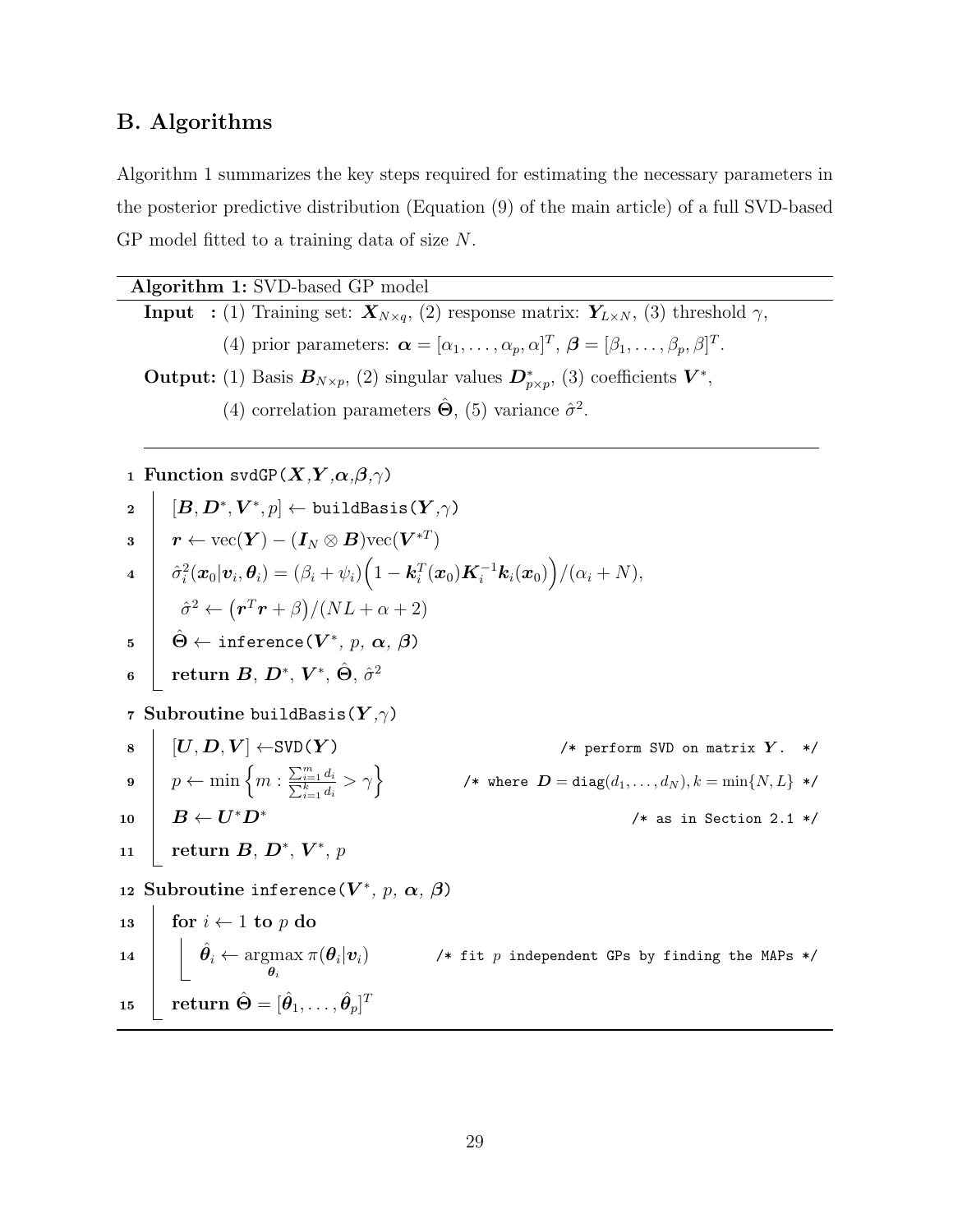## B. Algorithms

Algorithm 1 summarizes the key steps required for estimating the necessary parameters in the posterior predictive distribution (Equation (9) of the main article) of a full SVD-based GP model fitted to a training data of size $N$.

---

**Algorithm 1:** SVD-based GP model

---

**Input :** (1) Training set: $\boldsymbol{X}_{N\times q}$, (2) response matrix: $\boldsymbol{Y}_{L\times N}$, (3) threshold $\gamma$,

(4) prior parameters: $\boldsymbol{\alpha} = [\alpha_1, \ldots, \alpha_p, \alpha]^T$, $\boldsymbol{\beta} = [\beta_1, \ldots, \beta_p, \beta]^T$.

**Output:** (1) Basis $\boldsymbol{B}_{N\times p}$, (2) singular values $\boldsymbol{D}^*_{p\times p}$, (3) coefficients $\boldsymbol{V}^*$,

(4) correlation parameters $\hat{\boldsymbol{\Theta}}$, (5) variance $\hat{\sigma}^2$.

---

1 **Function** svdGP($\boldsymbol{X}$,$\boldsymbol{Y}$,$\boldsymbol{\alpha}$,$\boldsymbol{\beta}$,$\gamma$)

2 $\quad [\boldsymbol{B}, \boldsymbol{D}^*, \boldsymbol{V}^*, p] \leftarrow$ buildBasis($\boldsymbol{Y}$,$\gamma$)

3 $\quad \boldsymbol{r} \leftarrow \mathrm{vec}(\boldsymbol{Y}) - (\boldsymbol{I}_N \otimes \boldsymbol{B})\mathrm{vec}(\boldsymbol{V}^{*T})$

4 $\quad \hat{\sigma}_i^2(\boldsymbol{x}_0|\boldsymbol{v}_i, \boldsymbol{\theta}_i) = (\beta_i + \psi_i)\Big(1 - \boldsymbol{k}_i^T(\boldsymbol{x}_0)\boldsymbol{K}_i^{-1}\boldsymbol{k}_i(\boldsymbol{x}_0)\Big)/(\alpha_i + N),$

$\quad \hat{\sigma}^2 \leftarrow \big(\boldsymbol{r}^T\boldsymbol{r} + \beta\big)/(NL + \alpha + 2)$

5 $\quad \hat{\boldsymbol{\Theta}} \leftarrow$ inference($\boldsymbol{V}^*$, $p$, $\boldsymbol{\alpha}$, $\boldsymbol{\beta}$)

6 $\quad$ **return** $\boldsymbol{B}$, $\boldsymbol{D}^*$, $\boldsymbol{V}^*$, $\hat{\boldsymbol{\Theta}}$, $\hat{\sigma}^2$

7 **Subroutine** buildBasis($\boldsymbol{Y}$,$\gamma$)

8 $\quad [\boldsymbol{U}, \boldsymbol{D}, \boldsymbol{V}] \leftarrow$SVD($\boldsymbol{Y}$) $\qquad$ /* perform SVD on matrix $\boldsymbol{Y}$. */

9 $\quad p \leftarrow \min\Big\{m : \frac{\sum_{i=1}^m d_i}{\sum_{i=1}^k d_i} > \gamma\Big\}$ $\qquad$ /* where $\boldsymbol{D} = \mathrm{diag}(d_1, \ldots, d_N), k = \min\{N, L\}$ */

10 $\quad \boldsymbol{B} \leftarrow \boldsymbol{U}^*\boldsymbol{D}^*$ $\qquad$ /* as in Section 2.1 */

11 $\quad$ **return** $\boldsymbol{B}$, $\boldsymbol{D}^*$, $\boldsymbol{V}^*$, $p$

12 **Subroutine** inference($\boldsymbol{V}^*$, $p$, $\boldsymbol{\alpha}$, $\boldsymbol{\beta}$)

13 $\quad$ **for** $i \leftarrow 1$ **to** $p$ **do**

14 $\quad\quad \hat{\boldsymbol{\theta}}_i \leftarrow \underset{\boldsymbol{\theta}_i}{\mathrm{argmax}}\ \pi(\boldsymbol{\theta}_i|\boldsymbol{v}_i)$ $\qquad$ /* fit $p$ independent GPs by finding the MAPs */

15 $\quad$ **return** $\hat{\boldsymbol{\Theta}} = [\hat{\boldsymbol{\theta}}_1, \ldots, \hat{\boldsymbol{\theta}}_p]^T$

---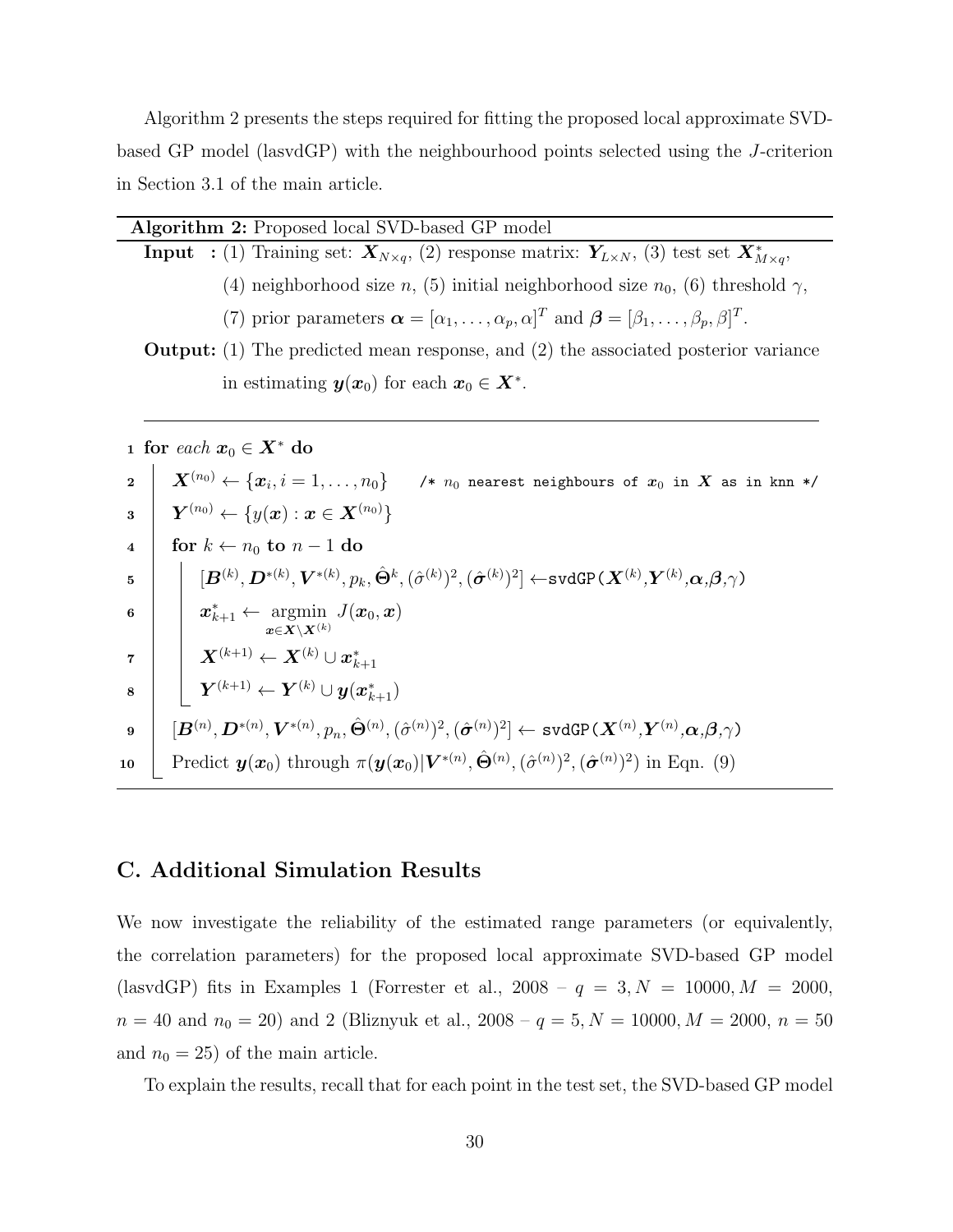Algorithm 2 presents the steps required for fitting the proposed local approximate SVD-based GP model (lasvdGP) with the neighbourhood points selected using the $J$-criterion in Section 3.1 of the main article.

**Algorithm 2:** Proposed local SVD-based GP model

**Input :** (1) Training set: $\boldsymbol{X}_{N\times q}$, (2) response matrix: $\boldsymbol{Y}_{L\times N}$, (3) test set $\boldsymbol{X}^*_{M\times q}$, (4) neighborhood size $n$, (5) initial neighborhood size $n_0$, (6) threshold $\gamma$, (7) prior parameters $\boldsymbol{\alpha} = [\alpha_1, \ldots, \alpha_p, \alpha]^T$ and $\boldsymbol{\beta} = [\beta_1, \ldots, \beta_p, \beta]^T$.

**Output:** (1) The predicted mean response, and (2) the associated posterior variance in estimating $\boldsymbol{y}(\boldsymbol{x}_0)$ for each $\boldsymbol{x}_0 \in \boldsymbol{X}^*$.

1. **for** *each* $\boldsymbol{x}_0 \in \boldsymbol{X}^*$ **do**
2. $\quad \boldsymbol{X}^{(n_0)} \leftarrow \{\boldsymbol{x}_i, i = 1, \ldots, n_0\}$ /* $n_0$ nearest neighbours of $\boldsymbol{x}_0$ in $\boldsymbol{X}$ as in knn */
3. $\quad \boldsymbol{Y}^{(n_0)} \leftarrow \{y(\boldsymbol{x}) : \boldsymbol{x} \in \boldsymbol{X}^{(n_0)}\}$
4. $\quad$ **for** $k \leftarrow n_0$ **to** $n - 1$ **do**
5. $\quad\quad [\boldsymbol{B}^{(k)}, \boldsymbol{D}^{*(k)}, \boldsymbol{V}^{*(k)}, p_k, \hat{\boldsymbol{\Theta}}^k, (\hat{\sigma}^{(k)})^2, (\hat{\boldsymbol{\sigma}}^{(k)})^2] \leftarrow$ `svdGP(`$\boldsymbol{X}^{(k)}$,$\boldsymbol{Y}^{(k)}$,$\boldsymbol{\alpha}$,$\boldsymbol{\beta}$,$\gamma$`)`
6. $\quad\quad \boldsymbol{x}^*_{k+1} \leftarrow \underset{\boldsymbol{x}\in\boldsymbol{X}\setminus\boldsymbol{X}^{(k)}}{\operatorname{argmin}} J(\boldsymbol{x}_0, \boldsymbol{x})$
7. $\quad\quad \boldsymbol{X}^{(k+1)} \leftarrow \boldsymbol{X}^{(k)} \cup \boldsymbol{x}^*_{k+1}$
8. $\quad\quad \boldsymbol{Y}^{(k+1)} \leftarrow \boldsymbol{Y}^{(k)} \cup \boldsymbol{y}(\boldsymbol{x}^*_{k+1})$
9. $\quad [\boldsymbol{B}^{(n)}, \boldsymbol{D}^{*(n)}, \boldsymbol{V}^{*(n)}, p_n, \hat{\boldsymbol{\Theta}}^{(n)}, (\hat{\sigma}^{(n)})^2, (\hat{\boldsymbol{\sigma}}^{(n)})^2] \leftarrow$ `svdGP(`$\boldsymbol{X}^{(n)}$,$\boldsymbol{Y}^{(n)}$,$\boldsymbol{\alpha}$,$\boldsymbol{\beta}$,$\gamma$`)`
10. $\quad$ Predict $\boldsymbol{y}(\boldsymbol{x}_0)$ through $\pi(\boldsymbol{y}(\boldsymbol{x}_0)|\boldsymbol{V}^{*(n)}, \hat{\boldsymbol{\Theta}}^{(n)}, (\hat{\sigma}^{(n)})^2, (\hat{\boldsymbol{\sigma}}^{(n)})^2)$ in Eqn. (9)

## C. Additional Simulation Results

We now investigate the reliability of the estimated range parameters (or equivalently, the correlation parameters) for the proposed local approximate SVD-based GP model (lasvdGP) fits in Examples 1 (Forrester et al., 2008 – $q = 3, N = 10000, M = 2000$, $n = 40$ and $n_0 = 20$) and 2 (Bliznyuk et al., 2008 – $q = 5, N = 10000, M = 2000$, $n = 50$ and $n_0 = 25$) of the main article.

To explain the results, recall that for each point in the test set, the SVD-based GP model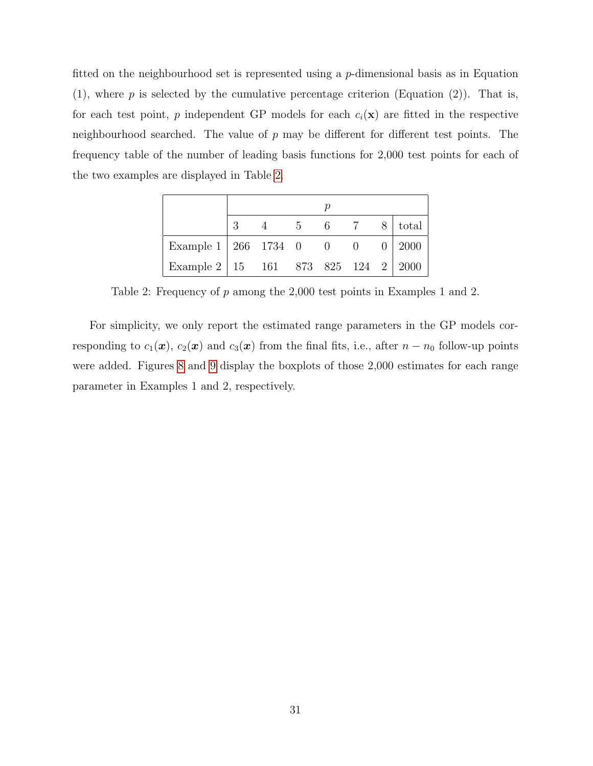fitted on the neighbourhood set is represented using a $p$-dimensional basis as in Equation (1), where $p$ is selected by the cumulative percentage criterion (Equation (2)). That is, for each test point, $p$ independent GP models for each $c_i(\mathbf{x})$ are fitted in the respective neighbourhood searched. The value of $p$ may be different for different test points. The frequency table of the number of leading basis functions for 2,000 test points for each of the two examples are displayed in Table 2.

| | $p$ | | | | | | |
|---|---|---|---|---|---|---|---|
| | 3 | 4 | 5 | 6 | 7 | 8 | total |
| Example 1 | 266 | 1734 | 0 | 0 | 0 | 0 | 2000 |
| Example 2 | 15 | 161 | 873 | 825 | 124 | 2 | 2000 |

Table 2: Frequency of $p$ among the 2,000 test points in Examples 1 and 2.

For simplicity, we only report the estimated range parameters in the GP models corresponding to $c_1(\boldsymbol{x})$, $c_2(\boldsymbol{x})$ and $c_3(\boldsymbol{x})$ from the final fits, i.e., after $n - n_0$ follow-up points were added. Figures 8 and 9 display the boxplots of those 2,000 estimates for each range parameter in Examples 1 and 2, respectively.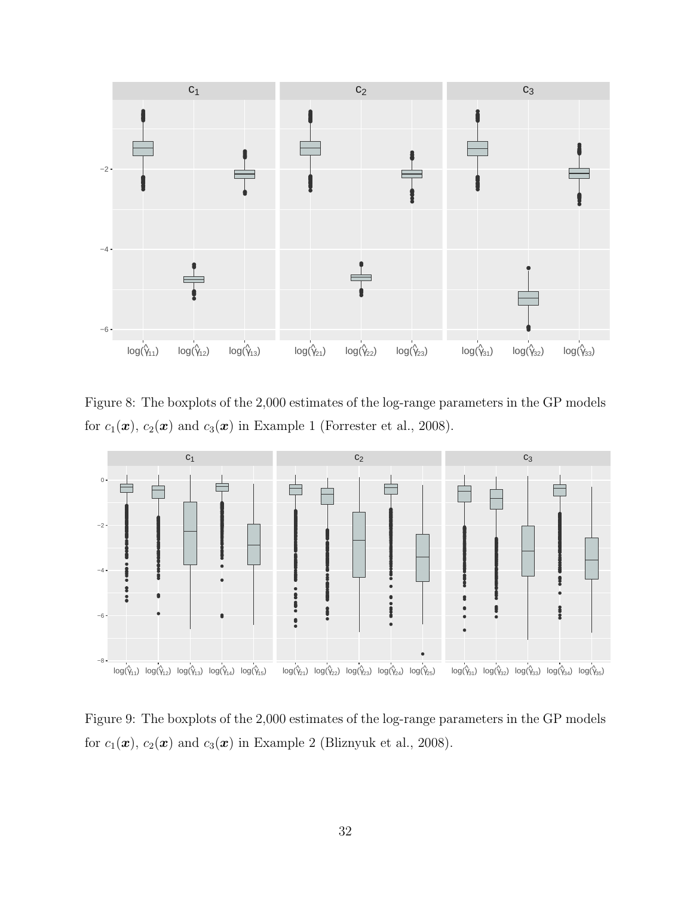c1

c2

c3

−2

−4

−6

$\log(\hat{\gamma}_{11})$ $\log(\hat{\gamma}_{12})$ $\log(\hat{\gamma}_{13})$ $\log(\hat{\gamma}_{21})$ $\log(\hat{\gamma}_{22})$ $\log(\hat{\gamma}_{23})$ $\log(\hat{\gamma}_{31})$ $\log(\hat{\gamma}_{32})$ $\log(\hat{\gamma}_{33})$

Figure 8: The boxplots of the 2,000 estimates of the log-range parameters in the GP models for $c_1(\boldsymbol{x})$, $c_2(\boldsymbol{x})$ and $c_3(\boldsymbol{x})$ in Example 1 (Forrester et al., 2008).

c1

c2

c3

0

−2

−4

−6

−8

$\log(\hat{\gamma}_{11})$ $\log(\hat{\gamma}_{12})$ $\log(\hat{\gamma}_{13})$ $\log(\hat{\gamma}_{14})$ $\log(\hat{\gamma}_{15})$ $\log(\hat{\gamma}_{21})$ $\log(\hat{\gamma}_{22})$ $\log(\hat{\gamma}_{23})$ $\log(\hat{\gamma}_{24})$ $\log(\hat{\gamma}_{25})$ $\log(\hat{\gamma}_{31})$ $\log(\hat{\gamma}_{32})$ $\log(\hat{\gamma}_{33})$ $\log(\hat{\gamma}_{34})$ $\log(\hat{\gamma}_{35})$

Figure 9: The boxplots of the 2,000 estimates of the log-range parameters in the GP models for $c_1(\boldsymbol{x})$, $c_2(\boldsymbol{x})$ and $c_3(\boldsymbol{x})$ in Example 2 (Bliznyuk et al., 2008).